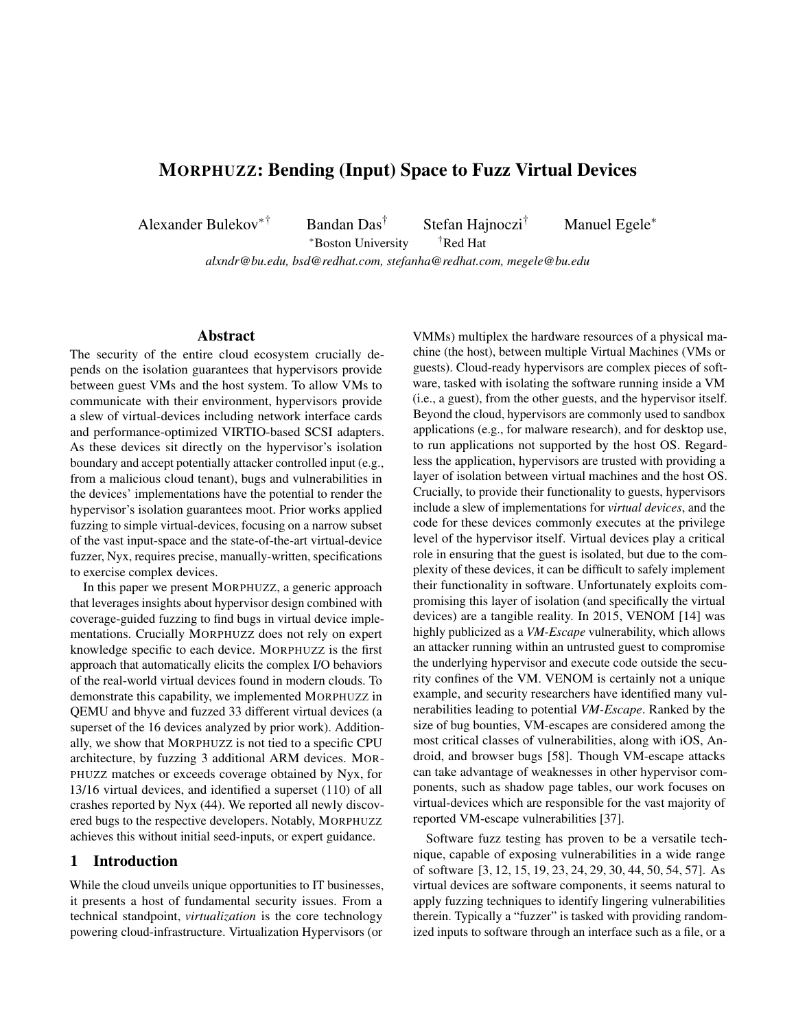# MORPHUZZ: Bending (Input) Space to Fuzz Virtual Devices

Alexander Bulekov[*†] Bandan Das[†] Stefan Hajnoczi[†] Manuel Egele[*]

[*]Boston University [†]Red Hat

*alxndr@bu.edu, bsd@redhat.com, stefanha@redhat.com, megele@bu.edu*

## Abstract

The security of the entire cloud ecosystem crucially depends on the isolation guarantees that hypervisors provide between guest VMs and the host system. To allow VMs to communicate with their environment, hypervisors provide a slew of virtual-devices including network interface cards and performance-optimized VIRTIO-based SCSI adapters. As these devices sit directly on the hypervisor's isolation boundary and accept potentially attacker controlled input (e.g., from a malicious cloud tenant), bugs and vulnerabilities in the devices' implementations have the potential to render the hypervisor's isolation guarantees moot. Prior works applied fuzzing to simple virtual-devices, focusing on a narrow subset of the vast input-space and the state-of-the-art virtual-device fuzzer, Nyx, requires precise, manually-written, specifications to exercise complex devices.

In this paper we present MORPHUZZ, a generic approach that leverages insights about hypervisor design combined with coverage-guided fuzzing to find bugs in virtual device implementations. Crucially MORPHUZZ does not rely on expert knowledge specific to each device. MORPHUZZ is the first approach that automatically elicits the complex I/O behaviors of the real-world virtual devices found in modern clouds. To demonstrate this capability, we implemented MORPHUZZ in QEMU and bhyve and fuzzed 33 different virtual devices (a superset of the 16 devices analyzed by prior work). Additionally, we show that MORPHUZZ is not tied to a specific CPU architecture, by fuzzing 3 additional ARM devices. MORPHUZZ matches or exceeds coverage obtained by Nyx, for 13/16 virtual devices, and identified a superset (110) of all crashes reported by Nyx (44). We reported all newly discovered bugs to the respective developers. Notably, MORPHUZZ achieves this without initial seed-inputs, or expert guidance.

## 1 Introduction

While the cloud unveils unique opportunities to IT businesses, it presents a host of fundamental security issues. From a technical standpoint, *virtualization* is the core technology powering cloud-infrastructure. Virtualization Hypervisors (or VMMs) multiplex the hardware resources of a physical machine (the host), between multiple Virtual Machines (VMs or guests). Cloud-ready hypervisors are complex pieces of software, tasked with isolating the software running inside a VM (i.e., a guest), from the other guests, and the hypervisor itself. Beyond the cloud, hypervisors are commonly used to sandbox applications (e.g., for malware research), and for desktop use, to run applications not supported by the host OS. Regardless the application, hypervisors are trusted with providing a layer of isolation between virtual machines and the host OS. Crucially, to provide their functionality to guests, hypervisors include a slew of implementations for *virtual devices*, and the code for these devices commonly executes at the privilege level of the hypervisor itself. Virtual devices play a critical role in ensuring that the guest is isolated, but due to the complexity of these devices, it can be difficult to safely implement their functionality in software. Unfortunately exploits compromising this layer of isolation (and specifically the virtual devices) are a tangible reality. In 2015, VENOM [14] was highly publicized as a *VM-Escape* vulnerability, which allows an attacker running within an untrusted guest to compromise the underlying hypervisor and execute code outside the security confines of the VM. VENOM is certainly not a unique example, and security researchers have identified many vulnerabilities leading to potential *VM-Escape*. Ranked by the size of bug bounties, VM-escapes are considered among the most critical classes of vulnerabilities, along with iOS, Android, and browser bugs [58]. Though VM-escape attacks can take advantage of weaknesses in other hypervisor components, such as shadow page tables, our work focuses on virtual-devices which are responsible for the vast majority of reported VM-escape vulnerabilities [37].

Software fuzz testing has proven to be a versatile technique, capable of exposing vulnerabilities in a wide range of software [3, 12, 15, 19, 23, 24, 29, 30, 44, 50, 54, 57]. As virtual devices are software components, it seems natural to apply fuzzing techniques to identify lingering vulnerabilities therein. Typically a "fuzzer" is tasked with providing randomized inputs to software through an interface such as a file, or a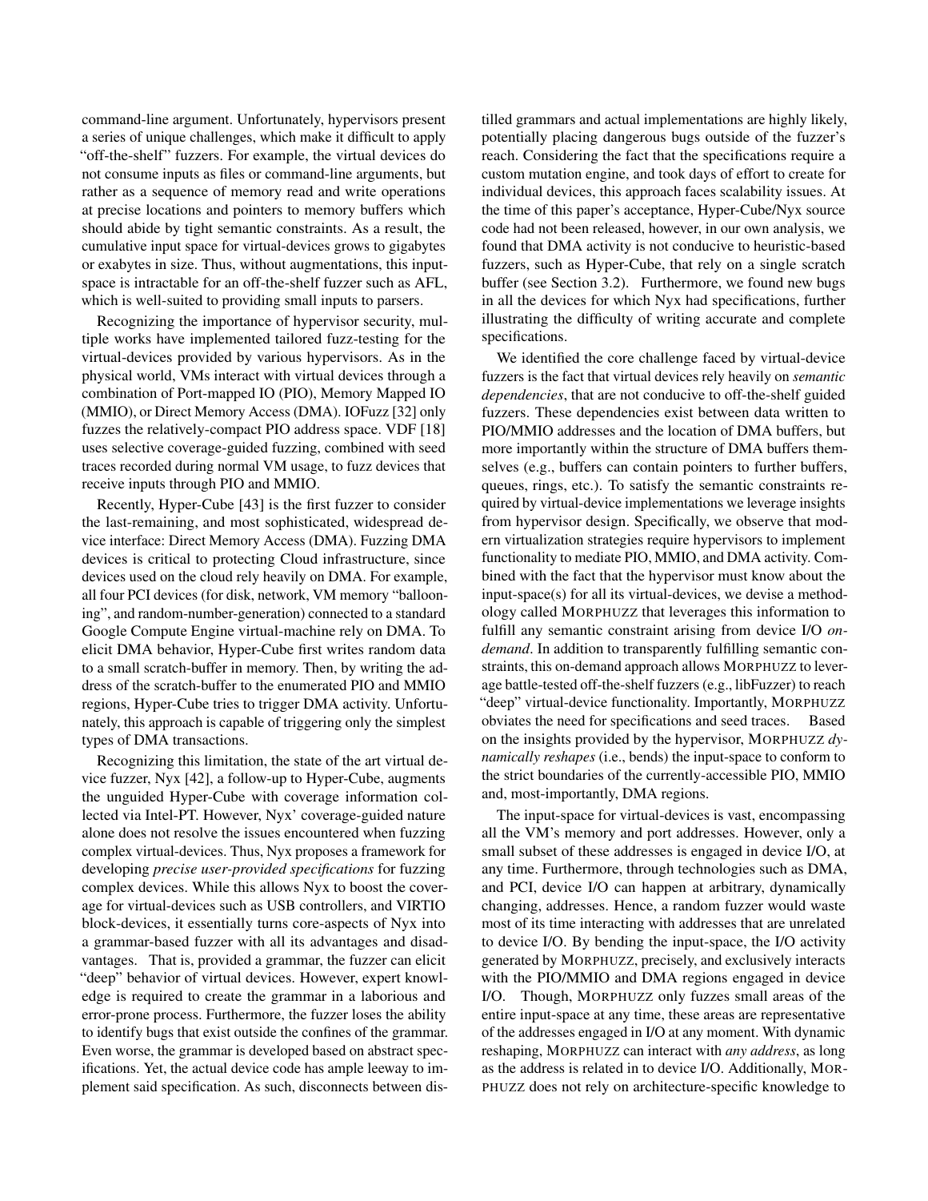command-line argument. Unfortunately, hypervisors present a series of unique challenges, which make it difficult to apply "off-the-shelf" fuzzers. For example, the virtual devices do not consume inputs as files or command-line arguments, but rather as a sequence of memory read and write operations at precise locations and pointers to memory buffers which should abide by tight semantic constraints. As a result, the cumulative input space for virtual-devices grows to gigabytes or exabytes in size. Thus, without augmentations, this input-space is intractable for an off-the-shelf fuzzer such as AFL, which is well-suited to providing small inputs to parsers.

Recognizing the importance of hypervisor security, multiple works have implemented tailored fuzz-testing for the virtual-devices provided by various hypervisors. As in the physical world, VMs interact with virtual devices through a combination of Port-mapped IO (PIO), Memory Mapped IO (MMIO), or Direct Memory Access (DMA). IOFuzz [32] only fuzzes the relatively-compact PIO address space. VDF [18] uses selective coverage-guided fuzzing, combined with seed traces recorded during normal VM usage, to fuzz devices that receive inputs through PIO and MMIO.

Recently, Hyper-Cube [43] is the first fuzzer to consider the last-remaining, and most sophisticated, widespread device interface: Direct Memory Access (DMA). Fuzzing DMA devices is critical to protecting Cloud infrastructure, since devices used on the cloud rely heavily on DMA. For example, all four PCI devices (for disk, network, VM memory "ballooning", and random-number-generation) connected to a standard Google Compute Engine virtual-machine rely on DMA. To elicit DMA behavior, Hyper-Cube first writes random data to a small scratch-buffer in memory. Then, by writing the address of the scratch-buffer to the enumerated PIO and MMIO regions, Hyper-Cube tries to trigger DMA activity. Unfortunately, this approach is capable of triggering only the simplest types of DMA transactions.

Recognizing this limitation, the state of the art virtual device fuzzer, Nyx [42], a follow-up to Hyper-Cube, augments the unguided Hyper-Cube with coverage information collected via Intel-PT. However, Nyx' coverage-guided nature alone does not resolve the issues encountered when fuzzing complex virtual-devices. Thus, Nyx proposes a framework for developing *precise user-provided specifications* for fuzzing complex devices. While this allows Nyx to boost the coverage for virtual-devices such as USB controllers, and VIRTIO block-devices, it essentially turns core-aspects of Nyx into a grammar-based fuzzer with all its advantages and disadvantages. That is, provided a grammar, the fuzzer can elicit "deep" behavior of virtual devices. However, expert knowledge is required to create the grammar in a laborious and error-prone process. Furthermore, the fuzzer loses the ability to identify bugs that exist outside the confines of the grammar. Even worse, the grammar is developed based on abstract specifications. Yet, the actual device code has ample leeway to implement said specification. As such, disconnects between distilled grammars and actual implementations are highly likely, potentially placing dangerous bugs outside of the fuzzer's reach. Considering the fact that the specifications require a custom mutation engine, and took days of effort to create for individual devices, this approach faces scalability issues. At the time of this paper's acceptance, Hyper-Cube/Nyx source code had not been released, however, in our own analysis, we found that DMA activity is not conducive to heuristic-based fuzzers, such as Hyper-Cube, that rely on a single scratch buffer (see Section 3.2). Furthermore, we found new bugs in all the devices for which Nyx had specifications, further illustrating the difficulty of writing accurate and complete specifications.

We identified the core challenge faced by virtual-device fuzzers is the fact that virtual devices rely heavily on *semantic dependencies*, that are not conducive to off-the-shelf guided fuzzers. These dependencies exist between data written to PIO/MMIO addresses and the location of DMA buffers, but more importantly within the structure of DMA buffers themselves (e.g., buffers can contain pointers to further buffers, queues, rings, etc.). To satisfy the semantic constraints required by virtual-device implementations we leverage insights from hypervisor design. Specifically, we observe that modern virtualization strategies require hypervisors to implement functionality to mediate PIO, MMIO, and DMA activity. Combined with the fact that the hypervisor must know about the input-space(s) for all its virtual-devices, we devise a methodology called MORPHUZZ that leverages this information to fulfill any semantic constraint arising from device I/O *on-demand*. In addition to transparently fulfilling semantic constraints, this on-demand approach allows MORPHUZZ to leverage battle-tested off-the-shelf fuzzers (e.g., libFuzzer) to reach "deep" virtual-device functionality. Importantly, MORPHUZZ obviates the need for specifications and seed traces. Based on the insights provided by the hypervisor, MORPHUZZ *dynamically reshapes* (i.e., bends) the input-space to conform to the strict boundaries of the currently-accessible PIO, MMIO and, most-importantly, DMA regions.

The input-space for virtual-devices is vast, encompassing all the VM's memory and port addresses. However, only a small subset of these addresses is engaged in device I/O, at any time. Furthermore, through technologies such as DMA, and PCI, device I/O can happen at arbitrary, dynamically changing, addresses. Hence, a random fuzzer would waste most of its time interacting with addresses that are unrelated to device I/O. By bending the input-space, the I/O activity generated by MORPHUZZ, precisely, and exclusively interacts with the PIO/MMIO and DMA regions engaged in device I/O. Though, MORPHUZZ only fuzzes small areas of the entire input-space at any time, these areas are representative of the addresses engaged in I/O at any moment. With dynamic reshaping, MORPHUZZ can interact with *any address*, as long as the address is related in to device I/O. Additionally, MORPHUZZ does not rely on architecture-specific knowledge to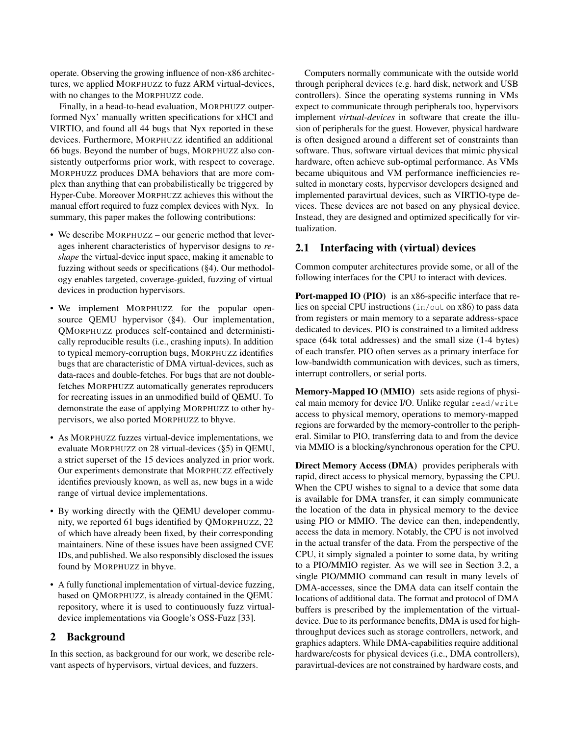operate. Observing the growing influence of non-x86 architectures, we applied MORPHUZZ to fuzz ARM virtual-devices, with no changes to the MORPHUZZ code.

Finally, in a head-to-head evaluation, MORPHUZZ outperformed Nyx' manually written specifications for xHCI and VIRTIO, and found all 44 bugs that Nyx reported in these devices. Furthermore, MORPHUZZ identified an additional 66 bugs. Beyond the number of bugs, MORPHUZZ also consistently outperforms prior work, with respect to coverage. MORPHUZZ produces DMA behaviors that are more complex than anything that can probabilistically be triggered by Hyper-Cube. Moreover MORPHUZZ achieves this without the manual effort required to fuzz complex devices with Nyx. In summary, this paper makes the following contributions:

- We describe MORPHUZZ – our generic method that leverages inherent characteristics of hypervisor designs to *reshape* the virtual-device input space, making it amenable to fuzzing without seeds or specifications (§4). Our methodology enables targeted, coverage-guided, fuzzing of virtual devices in production hypervisors.
- We implement MORPHUZZ for the popular open-source QEMU hypervisor (§4). Our implementation, QMORPHUZZ produces self-contained and deterministically reproducible results (i.e., crashing inputs). In addition to typical memory-corruption bugs, MORPHUZZ identifies bugs that are characteristic of DMA virtual-devices, such as data-races and double-fetches. For bugs that are not double-fetches MORPHUZZ automatically generates reproducers for recreating issues in an unmodified build of QEMU. To demonstrate the ease of applying MORPHUZZ to other hypervisors, we also ported MORPHUZZ to bhyve.
- As MORPHUZZ fuzzes virtual-device implementations, we evaluate MORPHUZZ on 28 virtual-devices (§5) in QEMU, a strict superset of the 15 devices analyzed in prior work. Our experiments demonstrate that MORPHUZZ effectively identifies previously known, as well as, new bugs in a wide range of virtual device implementations.
- By working directly with the QEMU developer community, we reported 61 bugs identified by QMORPHUZZ, 22 of which have already been fixed, by their corresponding maintainers. Nine of these issues have been assigned CVE IDs, and published. We also responsibly disclosed the issues found by MORPHUZZ in bhyve.
- A fully functional implementation of virtual-device fuzzing, based on QMORPHUZZ, is already contained in the QEMU repository, where it is used to continuously fuzz virtual-device implementations via Google's OSS-Fuzz [33].

## 2 Background

In this section, as background for our work, we describe relevant aspects of hypervisors, virtual devices, and fuzzers.

Computers normally communicate with the outside world through peripheral devices (e.g. hard disk, network and USB controllers). Since the operating systems running in VMs expect to communicate through peripherals too, hypervisors implement *virtual-devices* in software that create the illusion of peripherals for the guest. However, physical hardware is often designed around a different set of constraints than software. Thus, software virtual devices that mimic physical hardware, often achieve sub-optimal performance. As VMs became ubiquitous and VM performance inefficiencies resulted in monetary costs, hypervisor developers designed and implemented paravirtual devices, such as VIRTIO-type devices. These devices are not based on any physical device. Instead, they are designed and optimized specifically for virtualization.

### 2.1 Interfacing with (virtual) devices

Common computer architectures provide some, or all of the following interfaces for the CPU to interact with devices.

**Port-mapped IO (PIO)** is an x86-specific interface that relies on special CPU instructions (`in/out` on x86) to pass data from registers or main memory to a separate address-space dedicated to devices. PIO is constrained to a limited address space (64k total addresses) and the small size (1-4 bytes) of each transfer. PIO often serves as a primary interface for low-bandwidth communication with devices, such as timers, interrupt controllers, or serial ports.

**Memory-Mapped IO (MMIO)** sets aside regions of physical main memory for device I/O. Unlike regular `read/write` access to physical memory, operations to memory-mapped regions are forwarded by the memory-controller to the peripheral. Similar to PIO, transferring data to and from the device via MMIO is a blocking/synchronous operation for the CPU.

**Direct Memory Access (DMA)** provides peripherals with rapid, direct access to physical memory, bypassing the CPU. When the CPU wishes to signal to a device that some data is available for DMA transfer, it can simply communicate the location of the data in physical memory to the device using PIO or MMIO. The device can then, independently, access the data in memory. Notably, the CPU is not involved in the actual transfer of the data. From the perspective of the CPU, it simply signaled a pointer to some data, by writing to a PIO/MMIO register. As we will see in Section 3.2, a single PIO/MMIO command can result in many levels of DMA-accesses, since the DMA data can itself contain the locations of additional data. The format and protocol of DMA buffers is prescribed by the implementation of the virtual-device. Due to its performance benefits, DMA is used for high-throughput devices such as storage controllers, network, and graphics adapters. While DMA-capabilities require additional hardware/costs for physical devices (i.e., DMA controllers), paravirtual-devices are not constrained by hardware costs, and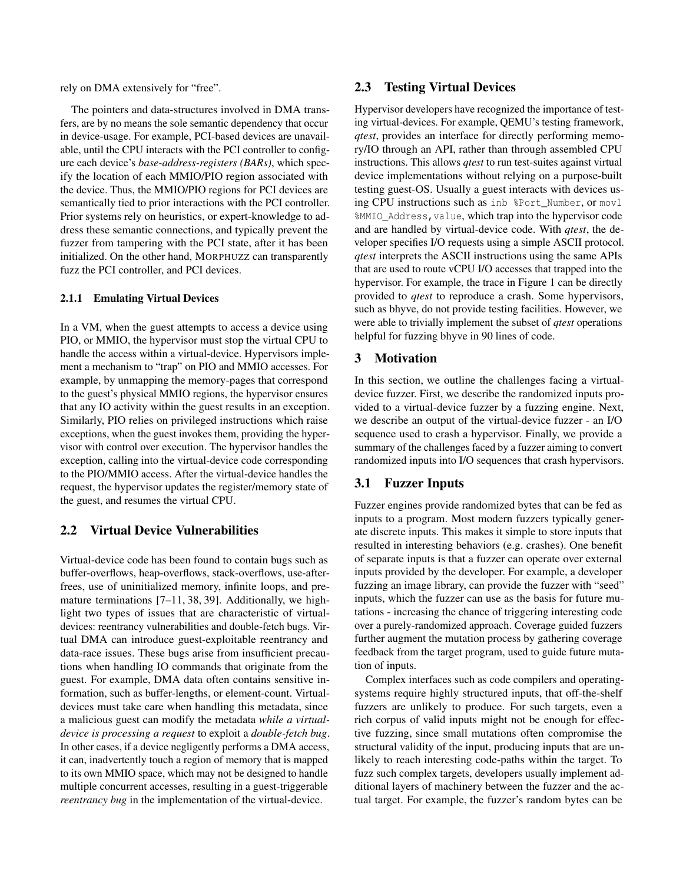rely on DMA extensively for "free".

The pointers and data-structures involved in DMA transfers, are by no means the sole semantic dependency that occur in device-usage. For example, PCI-based devices are unavailable, until the CPU interacts with the PCI controller to configure each device's *base-address-registers (BARs)*, which specify the location of each MMIO/PIO region associated with the device. Thus, the MMIO/PIO regions for PCI devices are semantically tied to prior interactions with the PCI controller. Prior systems rely on heuristics, or expert-knowledge to address these semantic connections, and typically prevent the fuzzer from tampering with the PCI state, after it has been initialized. On the other hand, MORPHUZZ can transparently fuzz the PCI controller, and PCI devices.

#### 2.1.1 Emulating Virtual Devices

In a VM, when the guest attempts to access a device using PIO, or MMIO, the hypervisor must stop the virtual CPU to handle the access within a virtual-device. Hypervisors implement a mechanism to "trap" on PIO and MMIO accesses. For example, by unmapping the memory-pages that correspond to the guest's physical MMIO regions, the hypervisor ensures that any IO activity within the guest results in an exception. Similarly, PIO relies on privileged instructions which raise exceptions, when the guest invokes them, providing the hypervisor with control over execution. The hypervisor handles the exception, calling into the virtual-device code corresponding to the PIO/MMIO access. After the virtual-device handles the request, the hypervisor updates the register/memory state of the guest, and resumes the virtual CPU.

### 2.2 Virtual Device Vulnerabilities

Virtual-device code has been found to contain bugs such as buffer-overflows, heap-overflows, stack-overflows, use-after-frees, use of uninitialized memory, infinite loops, and premature terminations [7–11, 38, 39]. Additionally, we highlight two types of issues that are characteristic of virtual-devices: reentrancy vulnerabilities and double-fetch bugs. Virtual DMA can introduce guest-exploitable reentrancy and data-race issues. These bugs arise from insufficient precautions when handling IO commands that originate from the guest. For example, DMA data often contains sensitive information, such as buffer-lengths, or element-count. Virtual-devices must take care when handling this metadata, since a malicious guest can modify the metadata *while a virtual-device is processing a request* to exploit a *double-fetch bug*. In other cases, if a device negligently performs a DMA access, it can, inadvertently touch a region of memory that is mapped to its own MMIO space, which may not be designed to handle multiple concurrent accesses, resulting in a guest-triggerable *reentrancy bug* in the implementation of the virtual-device.

### 2.3 Testing Virtual Devices

Hypervisor developers have recognized the importance of testing virtual-devices. For example, QEMU's testing framework, *qtest*, provides an interface for directly performing memory/IO through an API, rather than through assembled CPU instructions. This allows *qtest* to run test-suites against virtual device implementations without relying on a purpose-built testing guest-OS. Usually a guest interacts with devices using CPU instructions such as `inb %Port_Number`, or `movl %MMIO_Address,value`, which trap into the hypervisor code and are handled by virtual-device code. With *qtest*, the developer specifies I/O requests using a simple ASCII protocol. *qtest* interprets the ASCII instructions using the same APIs that are used to route vCPU I/O accesses that trapped into the hypervisor. For example, the trace in Figure 1 can be directly provided to *qtest* to reproduce a crash. Some hypervisors, such as bhyve, do not provide testing facilities. However, we were able to trivially implement the subset of *qtest* operations helpful for fuzzing bhyve in 90 lines of code.

## 3 Motivation

In this section, we outline the challenges facing a virtual-device fuzzer. First, we describe the randomized inputs provided to a virtual-device fuzzer by a fuzzing engine. Next, we describe an output of the virtual-device fuzzer - an I/O sequence used to crash a hypervisor. Finally, we provide a summary of the challenges faced by a fuzzer aiming to convert randomized inputs into I/O sequences that crash hypervisors.

### 3.1 Fuzzer Inputs

Fuzzer engines provide randomized bytes that can be fed as inputs to a program. Most modern fuzzers typically generate discrete inputs. This makes it simple to store inputs that resulted in interesting behaviors (e.g. crashes). One benefit of separate inputs is that a fuzzer can operate over external inputs provided by the developer. For example, a developer fuzzing an image library, can provide the fuzzer with "seed" inputs, which the fuzzer can use as the basis for future mutations - increasing the chance of triggering interesting code over a purely-randomized approach. Coverage guided fuzzers further augment the mutation process by gathering coverage feedback from the target program, used to guide future mutation of inputs.

Complex interfaces such as code compilers and operating-systems require highly structured inputs, that off-the-shelf fuzzers are unlikely to produce. For such targets, even a rich corpus of valid inputs might not be enough for effective fuzzing, since small mutations often compromise the structural validity of the input, producing inputs that are unlikely to reach interesting code-paths within the target. To fuzz such complex targets, developers usually implement additional layers of machinery between the fuzzer and the actual target. For example, the fuzzer's random bytes can be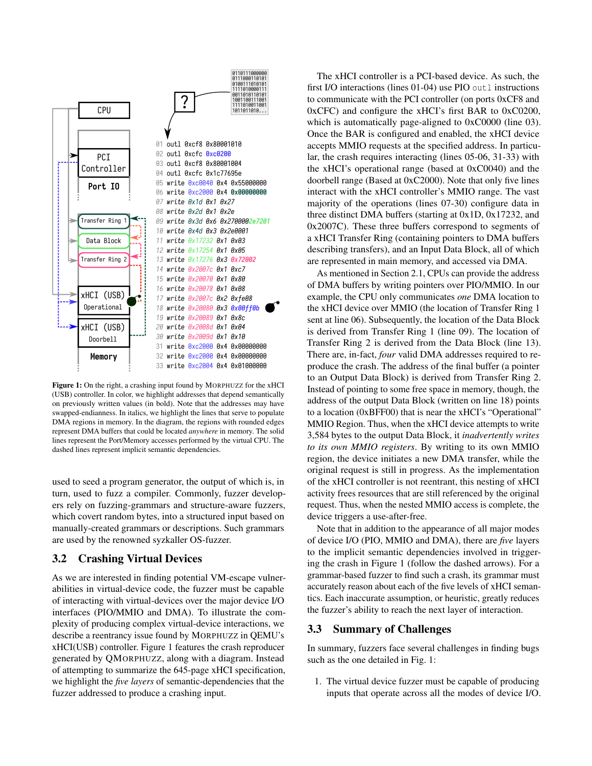```
01 outl 0xcf8 0x80001010
02 outl 0xcfc 0xc0200
03 outl 0xcf8 0x80001004
04 outl 0xcfc 0x1c77695e
05 write 0xc0040 0x4 0x55000000
06 write 0xc2000 0x4 0x00000000
07 write 0x1d 0x1 0x27
08 write 0x2d 0x1 0x2e
09 write 0x3d 0x6 0x2700002e7201
10 write 0x4d 0x3 0x2e0001
11 write 0x17232 0x1 0x03
12 write 0x17254 0x1 0x05
13 write 0x17276 0x3 0x72002
14 write 0x2007c 0x1 0xc7
15 write 0x20070 0x1 0x80
16 write 0x20078 0x1 0x08
17 write 0x2007c 0x2 0xfe08
18 write 0x20080 0x3 0x00ff0b
19 write 0x20089 0x1 0x8c
20 write 0x2008d 0x1 0x04
30 write 0x2009d 0x1 0x10
31 write 0xc2000 0x4 0x00000000
32 write 0xc2000 0x4 0x00000000
33 write 0xc2004 0x4 0x01000000
```

**Figure 1:** On the right, a crashing input found by MORPHUZZ for the xHCI (USB) controller. In color, we highlight addresses that depend semantically on previously written values (in bold). Note that the addresses may have swapped-endianness. In italics, we highlight the lines that serve to populate DMA regions in memory. In the diagram, the regions with rounded edges represent DMA buffers that could be located *anywhere* in memory. The solid lines represent the Port/Memory accesses performed by the virtual CPU. The dashed lines represent implicit semantic dependencies.

used to seed a program generator, the output of which is, in turn, used to fuzz a compiler. Commonly, fuzzer developers rely on fuzzing-grammars and structure-aware fuzzers, which covert random bytes, into a structured input based on manually-created grammars or descriptions. Such grammars are used by the renowned syzkaller OS-fuzzer.

## 3.2 Crashing Virtual Devices

As we are interested in finding potential VM-escape vulnerabilities in virtual-device code, the fuzzer must be capable of interacting with virtual-devices over the major device I/O interfaces (PIO/MMIO and DMA). To illustrate the complexity of producing complex virtual-device interactions, we describe a reentrancy issue found by MORPHUZZ in QEMU's xHCI(USB) controller. Figure 1 features the crash reproducer generated by QMORPHUZZ, along with a diagram. Instead of attempting to summarize the 645-page xHCI specification, we highlight the *five layers* of semantic-dependencies that the fuzzer addressed to produce a crashing input.

The xHCI controller is a PCI-based device. As such, the first I/O interactions (lines 01-04) use PIO `outl` instructions to communicate with the PCI controller (on ports 0xCF8 and 0xCFC) and configure the xHCI's first BAR to 0xC0200, which is automatically page-aligned to 0xC0000 (line 03). Once the BAR is configured and enabled, the xHCI device accepts MMIO requests at the specified address. In particular, the crash requires interacting (lines 05-06, 31-33) with the xHCI's operational range (based at 0xC0040) and the doorbell range (Based at 0xC2000). Note that only five lines interact with the xHCI controller's MMIO range. The vast majority of the operations (lines 07-30) configure data in three distinct DMA buffers (starting at 0x1D, 0x17232, and 0x2007C). These three buffers correspond to segments of a xHCI Transfer Ring (containing pointers to DMA buffers describing transfers), and an Input Data Block, all of which are represented in main memory, and accessed via DMA.

As mentioned in Section 2.1, CPUs can provide the address of DMA buffers by writing pointers over PIO/MMIO. In our example, the CPU only communicates *one* DMA location to the xHCI device over MMIO (the location of Transfer Ring 1 sent at line 06). Subsequently, the location of the Data Block is derived from Transfer Ring 1 (line 09). The location of Transfer Ring 2 is derived from the Data Block (line 13). There are, in-fact, *four* valid DMA addresses required to reproduce the crash. The address of the final buffer (a pointer to an Output Data Block) is derived from Transfer Ring 2. Instead of pointing to some free space in memory, though, the address of the output Data Block (written on line 18) points to a location (0xBFF00) that is near the xHCI's "Operational" MMIO Region. Thus, when the xHCI device attempts to write 3,584 bytes to the output Data Block, it *inadvertently writes to its own MMIO registers*. By writing to its own MMIO region, the device initiates a new DMA transfer, while the original request is still in progress. As the implementation of the xHCI controller is not reentrant, this nesting of xHCI activity frees resources that are still referenced by the original request. Thus, when the nested MMIO access is complete, the device triggers a use-after-free.

Note that in addition to the appearance of all major modes of device I/O (PIO, MMIO and DMA), there are *five* layers to the implicit semantic dependencies involved in triggering the crash in Figure 1 (follow the dashed arrows). For a grammar-based fuzzer to find such a crash, its grammar must accurately reason about each of the five levels of xHCI semantics. Each inaccurate assumption, or heuristic, greatly reduces the fuzzer's ability to reach the next layer of interaction.

## 3.3 Summary of Challenges

In summary, fuzzers face several challenges in finding bugs such as the one detailed in Fig. 1:

1. The virtual device fuzzer must be capable of producing inputs that operate across all the modes of device I/O.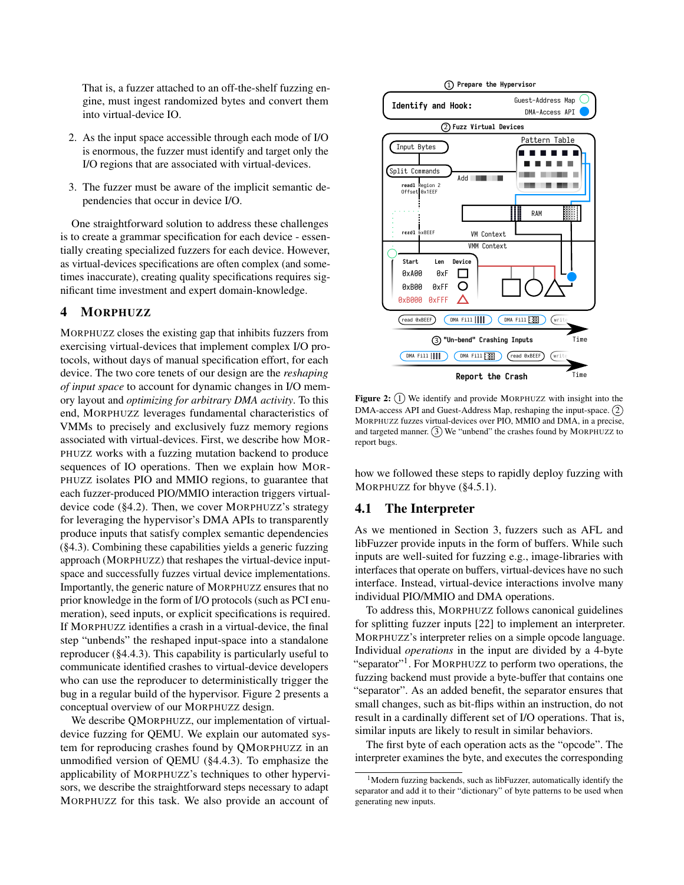That is, a fuzzer attached to an off-the-shelf fuzzing engine, must ingest randomized bytes and convert them into virtual-device IO.

2. As the input space accessible through each mode of I/O is enormous, the fuzzer must identify and target only the I/O regions that are associated with virtual-devices.

3. The fuzzer must be aware of the implicit semantic dependencies that occur in device I/O.

One straightforward solution to address these challenges is to create a grammar specification for each device - essentially creating specialized fuzzers for each device. However, as virtual-devices specifications are often complex (and sometimes inaccurate), creating quality specifications requires significant time investment and expert domain-knowledge.

## 4 MORPHUZZ

MORPHUZZ closes the existing gap that inhibits fuzzers from exercising virtual-devices that implement complex I/O protocols, without days of manual specification effort, for each device. The two core tenets of our design are the *reshaping of input space* to account for dynamic changes in I/O memory layout and *optimizing for arbitrary DMA activity*. To this end, MORPHUZZ leverages fundamental characteristics of VMMs to precisely and exclusively fuzz memory regions associated with virtual-devices. First, we describe how MORPHUZZ works with a fuzzing mutation backend to produce sequences of IO operations. Then we explain how MORPHUZZ isolates PIO and MMIO regions, to guarantee that each fuzzer-produced PIO/MMIO interaction triggers virtual-device code (§4.2). Then, we cover MORPHUZZ's strategy for leveraging the hypervisor's DMA APIs to transparently produce inputs that satisfy complex semantic dependencies (§4.3). Combining these capabilities yields a generic fuzzing approach (MORPHUZZ) that reshapes the virtual-device input-space and successfully fuzzes virtual device implementations. Importantly, the generic nature of MORPHUZZ ensures that no prior knowledge in the form of I/O protocols (such as PCI enumeration), seed inputs, or explicit specifications is required. If MORPHUZZ identifies a crash in a virtual-device, the final step "unbends" the reshaped input-space into a standalone reproducer (§4.4.3). This capability is particularly useful to communicate identified crashes to virtual-device developers who can use the reproducer to deterministically trigger the bug in a regular build of the hypervisor. Figure 2 presents a conceptual overview of our MORPHUZZ design.

We describe QMORPHUZZ, our implementation of virtual-device fuzzing for QEMU. We explain our automated system for reproducing crashes found by QMORPHUZZ in an unmodified version of QEMU (§4.4.3). To emphasize the applicability of MORPHUZZ's techniques to other hypervisors, we describe the straightforward steps necessary to adapt MORPHUZZ for this task. We also provide an account of how we followed these steps to rapidly deploy fuzzing with MORPHUZZ for bhyve (§4.5.1).

**Figure 2:** (1) We identify and provide MORPHUZZ with insight into the DMA-access API and Guest-Address Map, reshaping the input-space. (2) MORPHUZZ fuzzes virtual-devices over PIO, MMIO and DMA, in a precise, and targeted manner. (3) We "unbend" the crashes found by MORPHUZZ to report bugs.

### 4.1 The Interpreter

As we mentioned in Section 3, fuzzers such as AFL and libFuzzer provide inputs in the form of buffers. While such inputs are well-suited for fuzzing e.g., image-libraries with interfaces that operate on buffers, virtual-devices have no such interface. Instead, virtual-device interactions involve many individual PIO/MMIO and DMA operations.

To address this, MORPHUZZ follows canonical guidelines for splitting fuzzer inputs [22] to implement an interpreter. MORPHUZZ's interpreter relies on a simple opcode language. Individual *operations* in the input are divided by a 4-byte "separator"[1]. For MORPHUZZ to perform two operations, the fuzzing backend must provide a byte-buffer that contains one "separator". As an added benefit, the separator ensures that small changes, such as bit-flips within an instruction, do not result in a cardinally different set of I/O operations. That is, similar inputs are likely to result in similar behaviors.

The first byte of each operation acts as the "opcode". The interpreter examines the byte, and executes the corresponding

[1] Modern fuzzing backends, such as libFuzzer, automatically identify the separator and add it to their "dictionary" of byte patterns to be used when generating new inputs.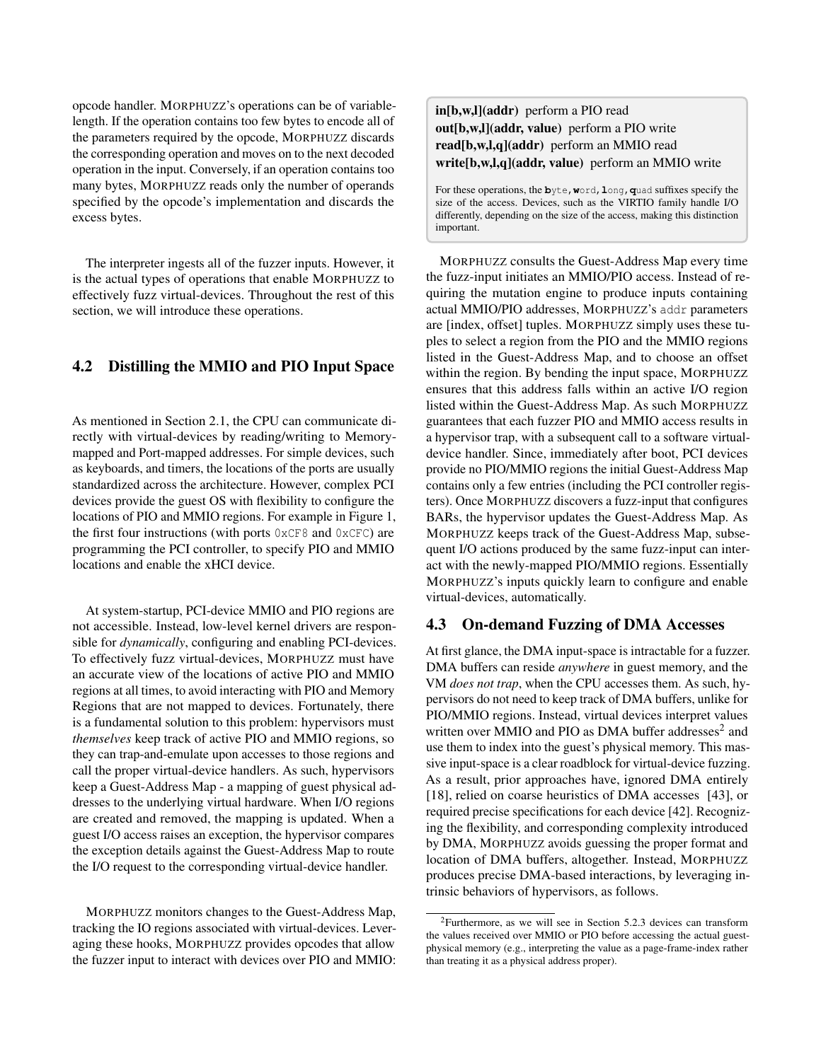opcode handler. MORPHUZZ's operations can be of variable-length. If the operation contains too few bytes to encode all of the parameters required by the opcode, MORPHUZZ discards the corresponding operation and moves on to the next decoded operation in the input. Conversely, if an operation contains too many bytes, MORPHUZZ reads only the number of operands specified by the opcode's implementation and discards the excess bytes.

The interpreter ingests all of the fuzzer inputs. However, it is the actual types of operations that enable MORPHUZZ to effectively fuzz virtual-devices. Throughout the rest of this section, we will introduce these operations.

## 4.2 Distilling the MMIO and PIO Input Space

As mentioned in Section 2.1, the CPU can communicate directly with virtual-devices by reading/writing to Memory-mapped and Port-mapped addresses. For simple devices, such as keyboards, and timers, the locations of the ports are usually standardized across the architecture. However, complex PCI devices provide the guest OS with flexibility to configure the locations of PIO and MMIO regions. For example in Figure 1, the first four instructions (with ports `0xCF8` and `0xCFC`) are programming the PCI controller, to specify PIO and MMIO locations and enable the xHCI device.

At system-startup, PCI-device MMIO and PIO regions are not accessible. Instead, low-level kernel drivers are responsible for *dynamically*, configuring and enabling PCI-devices. To effectively fuzz virtual-devices, MORPHUZZ must have an accurate view of the locations of active PIO and MMIO regions at all times, to avoid interacting with PIO and Memory Regions that are not mapped to devices. Fortunately, there is a fundamental solution to this problem: hypervisors must *themselves* keep track of active PIO and MMIO regions, so they can trap-and-emulate upon accesses to those regions and call the proper virtual-device handlers. As such, hypervisors keep a Guest-Address Map - a mapping of guest physical addresses to the underlying virtual hardware. When I/O regions are created and removed, the mapping is updated. When a guest I/O access raises an exception, the hypervisor compares the exception details against the Guest-Address Map to route the I/O request to the corresponding virtual-device handler.

MORPHUZZ monitors changes to the Guest-Address Map, tracking the IO regions associated with virtual-devices. Leveraging these hooks, MORPHUZZ provides opcodes that allow the fuzzer input to interact with devices over PIO and MMIO:

**in[b,w,l](addr)** perform a PIO read
**out[b,w,l](addr, value)** perform a PIO write
**read[b,w,l,q](addr)** perform an MMIO read
**write[b,w,l,q](addr, value)** perform an MMIO write

For these operations, the **b**yte, **w**ord, **l**ong, **q**uad suffixes specify the size of the access. Devices, such as the VIRTIO family handle I/O differently, depending on the size of the access, making this distinction important.

MORPHUZZ consults the Guest-Address Map every time the fuzz-input initiates an MMIO/PIO access. Instead of requiring the mutation engine to produce inputs containing actual MMIO/PIO addresses, MORPHUZZ's `addr` parameters are [index, offset] tuples. MORPHUZZ simply uses these tuples to select a region from the PIO and the MMIO regions listed in the Guest-Address Map, and to choose an offset within the region. By bending the input space, MORPHUZZ ensures that this address falls within an active I/O region listed within the Guest-Address Map. As such MORPHUZZ guarantees that each fuzzer PIO and MMIO access results in a hypervisor trap, with a subsequent call to a software virtual-device handler. Since, immediately after boot, PCI devices provide no PIO/MMIO regions the initial Guest-Address Map contains only a few entries (including the PCI controller registers). Once MORPHUZZ discovers a fuzz-input that configures BARs, the hypervisor updates the Guest-Address Map. As MORPHUZZ keeps track of the Guest-Address Map, subsequent I/O actions produced by the same fuzz-input can interact with the newly-mapped PIO/MMIO regions. Essentially MORPHUZZ's inputs quickly learn to configure and enable virtual-devices, automatically.

## 4.3 On-demand Fuzzing of DMA Accesses

At first glance, the DMA input-space is intractable for a fuzzer. DMA buffers can reside *anywhere* in guest memory, and the VM *does not trap*, when the CPU accesses them. As such, hypervisors do not need to keep track of DMA buffers, unlike for PIO/MMIO regions. Instead, virtual devices interpret values written over MMIO and PIO as DMA buffer addresses[2] and use them to index into the guest's physical memory. This massive input-space is a clear roadblock for virtual-device fuzzing. As a result, prior approaches have, ignored DMA entirely [18], relied on coarse heuristics of DMA accesses [43], or required precise specifications for each device [42]. Recognizing the flexibility, and corresponding complexity introduced by DMA, MORPHUZZ avoids guessing the proper format and location of DMA buffers, altogether. Instead, MORPHUZZ produces precise DMA-based interactions, by leveraging intrinsic behaviors of hypervisors, as follows.

[2]Furthermore, as we will see in Section 5.2.3 devices can transform the values received over MMIO or PIO before accessing the actual guest-physical memory (e.g., interpreting the value as a page-frame-index rather than treating it as a physical address proper).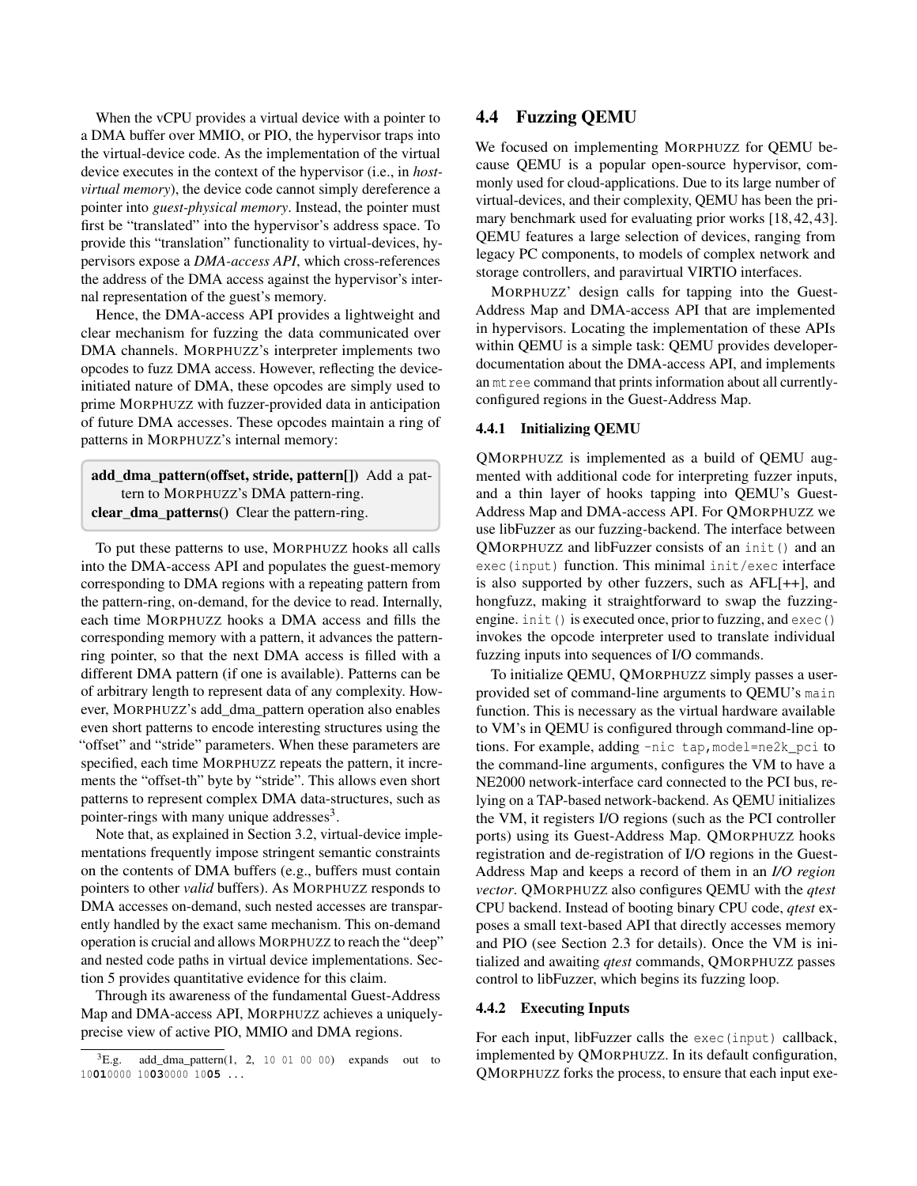When the vCPU provides a virtual device with a pointer to a DMA buffer over MMIO, or PIO, the hypervisor traps into the virtual-device code. As the implementation of the virtual device executes in the context of the hypervisor (i.e., in *host-virtual memory*), the device code cannot simply dereference a pointer into *guest-physical memory*. Instead, the pointer must first be "translated" into the hypervisor's address space. To provide this "translation" functionality to virtual-devices, hypervisors expose a ***DMA-access API***, which cross-references the address of the DMA access against the hypervisor's internal representation of the guest's memory.

Hence, the DMA-access API provides a lightweight and clear mechanism for fuzzing the data communicated over DMA channels. MORPHUZZ's interpreter implements two opcodes to fuzz DMA access. However, reflecting the device-initiated nature of DMA, these opcodes are simply used to prime MORPHUZZ with fuzzer-provided data in anticipation of future DMA accesses. These opcodes maintain a ring of patterns in MORPHUZZ's internal memory:

> **add_dma_pattern(offset, stride, pattern[])** Add a pattern to MORPHUZZ's DMA pattern-ring.
> **clear_dma_patterns()** Clear the pattern-ring.

To put these patterns to use, MORPHUZZ hooks all calls into the DMA-access API and populates the guest-memory corresponding to DMA regions with a repeating pattern from the pattern-ring, on-demand, for the device to read. Internally, each time MORPHUZZ hooks a DMA access and fills the corresponding memory with a pattern, it advances the pattern-ring pointer, so that the next DMA access is filled with a different DMA pattern (if one is available). Patterns can be of arbitrary length to represent data of any complexity. However, MORPHUZZ's add_dma_pattern operation also enables even short patterns to encode interesting structures using the "offset" and "stride" parameters. When these parameters are specified, each time MORPHUZZ repeats the pattern, it increments the "offset-th" byte by "stride". This allows even short patterns to represent complex DMA data-structures, such as pointer-rings with many unique addresses[3].

Note that, as explained in Section 3.2, virtual-device implementations frequently impose stringent semantic constraints on the contents of DMA buffers (e.g., buffers must contain pointers to other *valid* buffers). As MORPHUZZ responds to DMA accesses on-demand, such nested accesses are transparently handled by the exact same mechanism. This on-demand operation is crucial and allows MORPHUZZ to reach the "deep" and nested code paths in virtual device implementations. Section 5 provides quantitative evidence for this claim.

Through its awareness of the fundamental Guest-Address Map and DMA-access API, MORPHUZZ achieves a uniquely-precise view of active PIO, MMIO and DMA regions.

[3] E.g. add_dma_pattern(1, 2, `10 01 00 00`) expands out to `10`**`01`**`0000 10`**`03`**`0000 10`**`05`**` ...`

## 4.4 Fuzzing QEMU

We focused on implementing MORPHUZZ for QEMU because QEMU is a popular open-source hypervisor, commonly used for cloud-applications. Due to its large number of virtual-devices, and their complexity, QEMU has been the primary benchmark used for evaluating prior works [18, 42, 43]. QEMU features a large selection of devices, ranging from legacy PC components, to models of complex network and storage controllers, and paravirtual VIRTIO interfaces.

MORPHUZZ' design calls for tapping into the Guest-Address Map and DMA-access API that are implemented in hypervisors. Locating the implementation of these APIs within QEMU is a simple task: QEMU provides developer-documentation about the DMA-access API, and implements an `mtree` command that prints information about all currently-configured regions in the Guest-Address Map.

### 4.4.1 Initializing QEMU

QMORPHUZZ is implemented as a build of QEMU augmented with additional code for interpreting fuzzer inputs, and a thin layer of hooks tapping into QEMU's Guest-Address Map and DMA-access API. For QMORPHUZZ we use libFuzzer as our fuzzing-backend. The interface between QMORPHUZZ and libFuzzer consists of an `init()` and an `exec(input)` function. This minimal `init/exec` interface is also supported by other fuzzers, such as AFL[++], and hongfuzz, making it straightforward to swap the fuzzing-engine. `init()` is executed once, prior to fuzzing, and `exec()` invokes the opcode interpreter used to translate individual fuzzing inputs into sequences of I/O commands.

To initialize QEMU, QMORPHUZZ simply passes a user-provided set of command-line arguments to QEMU's `main` function. This is necessary as the virtual hardware available to VM's in QEMU is configured through command-line options. For example, adding `-nic tap,model=ne2k_pci` to the command-line arguments, configures the VM to have a NE2000 network-interface card connected to the PCI bus, relying on a TAP-based network-backend. As QEMU initializes the VM, it registers I/O regions (such as the PCI controller ports) using its Guest-Address Map. QMORPHUZZ hooks registration and de-registration of I/O regions in the Guest-Address Map and keeps a record of them in an *I/O region vector*. QMORPHUZZ also configures QEMU with the *qtest* CPU backend. Instead of booting binary CPU code, *qtest* exposes a small text-based API that directly accesses memory and PIO (see Section 2.3 for details). Once the VM is initialized and awaiting *qtest* commands, QMORPHUZZ passes control to libFuzzer, which begins its fuzzing loop.

### 4.4.2 Executing Inputs

For each input, libFuzzer calls the `exec(input)` callback, implemented by QMORPHUZZ. In its default configuration, QMORPHUZZ forks the process, to ensure that each input exe-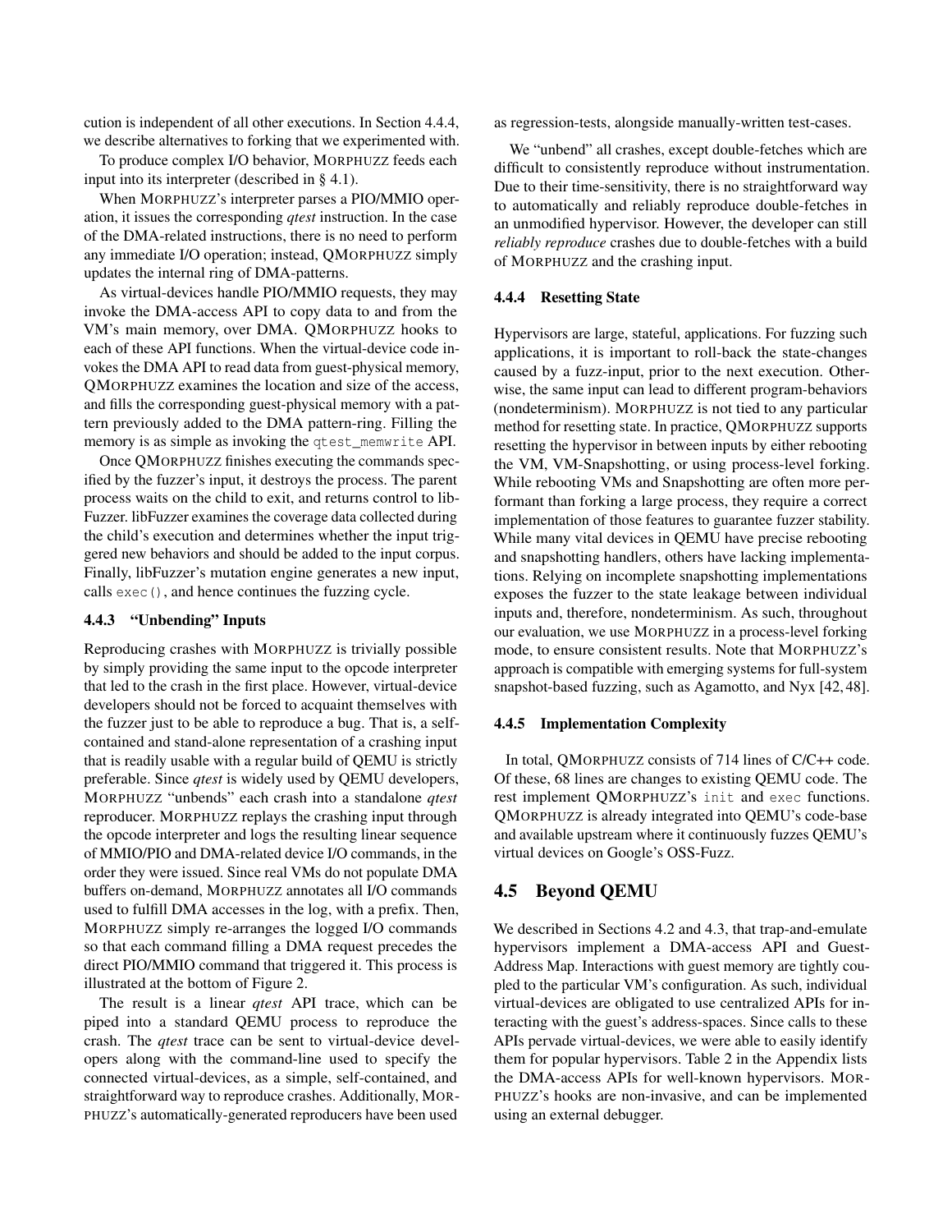cution is independent of all other executions. In Section 4.4.4, we describe alternatives to forking that we experimented with.

To produce complex I/O behavior, MORPHUZZ feeds each input into its interpreter (described in § 4.1).

When MORPHUZZ's interpreter parses a PIO/MMIO operation, it issues the corresponding *qtest* instruction. In the case of the DMA-related instructions, there is no need to perform any immediate I/O operation; instead, QMORPHUZZ simply updates the internal ring of DMA-patterns.

As virtual-devices handle PIO/MMIO requests, they may invoke the DMA-access API to copy data to and from the VM's main memory, over DMA. QMORPHUZZ hooks to each of these API functions. When the virtual-device code invokes the DMA API to read data from guest-physical memory, QMORPHUZZ examines the location and size of the access, and fills the corresponding guest-physical memory with a pattern previously added to the DMA pattern-ring. Filling the memory is as simple as invoking the `qtest_memwrite` API.

Once QMORPHUZZ finishes executing the commands specified by the fuzzer's input, it destroys the process. The parent process waits on the child to exit, and returns control to libFuzzer. libFuzzer examines the coverage data collected during the child's execution and determines whether the input triggered new behaviors and should be added to the input corpus. Finally, libFuzzer's mutation engine generates a new input, calls `exec()`, and hence continues the fuzzing cycle.

#### 4.4.3 "Unbending" Inputs

Reproducing crashes with MORPHUZZ is trivially possible by simply providing the same input to the opcode interpreter that led to the crash in the first place. However, virtual-device developers should not be forced to acquaint themselves with the fuzzer just to be able to reproduce a bug. That is, a self-contained and stand-alone representation of a crashing input that is readily usable with a regular build of QEMU is strictly preferable. Since *qtest* is widely used by QEMU developers, MORPHUZZ "unbends" each crash into a standalone *qtest* reproducer. MORPHUZZ replays the crashing input through the opcode interpreter and logs the resulting linear sequence of MMIO/PIO and DMA-related device I/O commands, in the order they were issued. Since real VMs do not populate DMA buffers on-demand, MORPHUZZ annotates all I/O commands used to fulfill DMA accesses in the log, with a prefix. Then, MORPHUZZ simply re-arranges the logged I/O commands so that each command filling a DMA request precedes the direct PIO/MMIO command that triggered it. This process is illustrated at the bottom of Figure 2.

The result is a linear *qtest* API trace, which can be piped into a standard QEMU process to reproduce the crash. The *qtest* trace can be sent to virtual-device developers along with the command-line used to specify the connected virtual-devices, as a simple, self-contained, and straightforward way to reproduce crashes. Additionally, MORPHUZZ's automatically-generated reproducers have been used as regression-tests, alongside manually-written test-cases.

We "unbend" all crashes, except double-fetches which are difficult to consistently reproduce without instrumentation. Due to their time-sensitivity, there is no straightforward way to automatically and reliably reproduce double-fetches in an unmodified hypervisor. However, the developer can still *reliably reproduce* crashes due to double-fetches with a build of MORPHUZZ and the crashing input.

#### 4.4.4 Resetting State

Hypervisors are large, stateful, applications. For fuzzing such applications, it is important to roll-back the state-changes caused by a fuzz-input, prior to the next execution. Otherwise, the same input can lead to different program-behaviors (nondeterminism). MORPHUZZ is not tied to any particular method for resetting state. In practice, QMORPHUZZ supports resetting the hypervisor in between inputs by either rebooting the VM, VM-Snapshotting, or using process-level forking. While rebooting VMs and Snapshotting are often more performant than forking a large process, they require a correct implementation of those features to guarantee fuzzer stability. While many vital devices in QEMU have precise rebooting and snapshotting handlers, others have lacking implementations. Relying on incomplete snapshotting implementations exposes the fuzzer to the state leakage between individual inputs and, therefore, nondeterminism. As such, throughout our evaluation, we use MORPHUZZ in a process-level forking mode, to ensure consistent results. Note that MORPHUZZ's approach is compatible with emerging systems for full-system snapshot-based fuzzing, such as Agamotto, and Nyx [42, 48].

#### 4.4.5 Implementation Complexity

In total, QMORPHUZZ consists of 714 lines of C/C++ code. Of these, 68 lines are changes to existing QEMU code. The rest implement QMORPHUZZ's `init` and `exec` functions. QMORPHUZZ is already integrated into QEMU's code-base and available upstream where it continuously fuzzes QEMU's virtual devices on Google's OSS-Fuzz.

## 4.5 Beyond QEMU

We described in Sections 4.2 and 4.3, that trap-and-emulate hypervisors implement a DMA-access API and Guest-Address Map. Interactions with guest memory are tightly coupled to the particular VM's configuration. As such, individual virtual-devices are obligated to use centralized APIs for interacting with the guest's address-spaces. Since calls to these APIs pervade virtual-devices, we were able to easily identify them for popular hypervisors. Table 2 in the Appendix lists the DMA-access APIs for well-known hypervisors. MORPHUZZ's hooks are non-invasive, and can be implemented using an external debugger.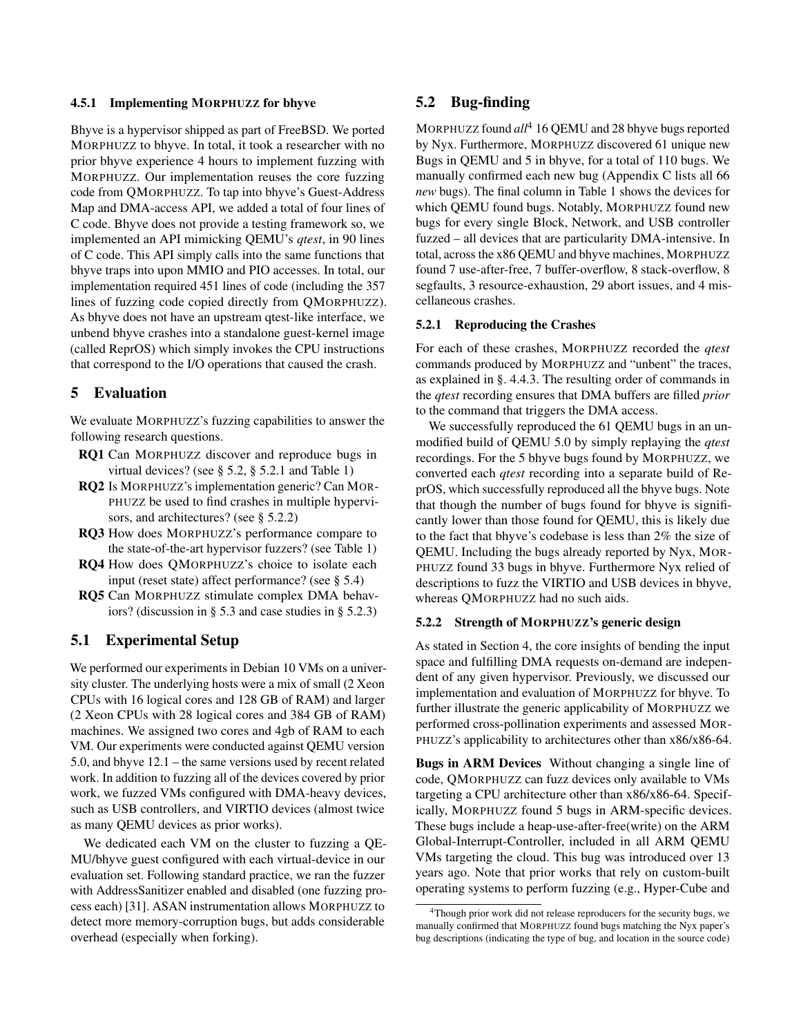#### 4.5.1 Implementing MORPHUZZ for bhyve

Bhyve is a hypervisor shipped as part of FreeBSD. We ported MORPHUZZ to bhyve. In total, it took a researcher with no prior bhyve experience 4 hours to implement fuzzing with MORPHUZZ. Our implementation reuses the core fuzzing code from QMORPHUZZ. To tap into bhyve's Guest-Address Map and DMA-access API, we added a total of four lines of C code. Bhyve does not provide a testing framework so, we implemented an API mimicking QEMU's *qtest*, in 90 lines of C code. This API simply calls into the same functions that bhyve traps into upon MMIO and PIO accesses. In total, our implementation required 451 lines of code (including the 357 lines of fuzzing code copied directly from QMORPHUZZ). As bhyve does not have an upstream qtest-like interface, we unbend bhyve crashes into a standalone guest-kernel image (called ReprOS) which simply invokes the CPU instructions that correspond to the I/O operations that caused the crash.

## 5 Evaluation

We evaluate MORPHUZZ's fuzzing capabilities to answer the following research questions.

- **RQ1** Can MORPHUZZ discover and reproduce bugs in virtual devices? (see § 5.2, § 5.2.1 and Table 1)
- **RQ2** Is MORPHUZZ's implementation generic? Can MORPHUZZ be used to find crashes in multiple hypervisors, and architectures? (see § 5.2.2)
- **RQ3** How does MORPHUZZ's performance compare to the state-of-the-art hypervisor fuzzers? (see Table 1)
- **RQ4** How does QMORPHUZZ's choice to isolate each input (reset state) affect performance? (see § 5.4)
- **RQ5** Can MORPHUZZ stimulate complex DMA behaviors? (discussion in § 5.3 and case studies in § 5.2.3)

### 5.1 Experimental Setup

We performed our experiments in Debian 10 VMs on a university cluster. The underlying hosts were a mix of small (2 Xeon CPUs with 16 logical cores and 128 GB of RAM) and larger (2 Xeon CPUs with 28 logical cores and 384 GB of RAM) machines. We assigned two cores and 4gb of RAM to each VM. Our experiments were conducted against QEMU version 5.0, and bhyve 12.1 – the same versions used by recent related work. In addition to fuzzing all of the devices covered by prior work, we fuzzed VMs configured with DMA-heavy devices, such as USB controllers, and VIRTIO devices (almost twice as many QEMU devices as prior works).

We dedicated each VM on the cluster to fuzzing a QEMU/bhyve guest configured with each virtual-device in our evaluation set. Following standard practice, we ran the fuzzer with AddressSanitizer enabled and disabled (one fuzzing process each) [31]. ASAN instrumentation allows MORPHUZZ to detect more memory-corruption bugs, but adds considerable overhead (especially when forking).

### 5.2 Bug-finding

MORPHUZZ found *all*[4] 16 QEMU and 28 bhyve bugs reported by Nyx. Furthermore, MORPHUZZ discovered 61 unique new Bugs in QEMU and 5 in bhyve, for a total of 110 bugs. We manually confirmed each new bug (Appendix C lists all 66 *new* bugs). The final column in Table 1 shows the devices for which QEMU found bugs. Notably, MORPHUZZ found new bugs for every single Block, Network, and USB controller fuzzed – all devices that are particulariy DMA-intensive. In total, across the x86 QEMU and bhyve machines, MORPHUZZ found 7 use-after-free, 7 buffer-overflow, 8 stack-overflow, 8 segfaults, 3 resource-exhaustion, 29 abort issues, and 4 miscellaneous crashes.

#### 5.2.1 Reproducing the Crashes

For each of these crashes, MORPHUZZ recorded the *qtest* commands produced by MORPHUZZ and "unbent" the traces, as explained in § 4.4.3. The resulting order of commands in the *qtest* recording ensures that DMA buffers are filled *prior* to the command that triggers the DMA access.

We successfully reproduced the 61 QEMU bugs in an unmodified build of QEMU 5.0 by simply replaying the *qtest* recordings. For the 5 bhyve bugs found by MORPHUZZ, we converted each *qtest* recording into a separate build of ReprOS, which successfully reproduced all the bhyve bugs. Note that though the number of bugs found for bhyve is significantly lower than those found for QEMU, this is likely due to the fact that bhyve's codebase is less than 2% the size of QEMU. Including the bugs already reported by Nyx, MORPHUZZ found 33 bugs in bhyve. Furthermore Nyx relied of descriptions to fuzz the VIRTIO and USB devices in bhyve, whereas QMORPHUZZ had no such aids.

#### 5.2.2 Strength of MORPHUZZ's generic design

As stated in Section 4, the core insights of bending the input space and fulfilling DMA requests on-demand are independent of any given hypervisor. Previously, we discussed our implementation and evaluation of MORPHUZZ for bhyve. To further illustrate the generic applicability of MORPHUZZ we performed cross-pollination experiments and assessed MORPHUZZ's applicability to architectures other than x86/x86-64.

**Bugs in ARM Devices** Without changing a single line of code, QMORPHUZZ can fuzz devices only available to VMs targeting a CPU architecture other than x86/x86-64. Specifically, MORPHUZZ found 5 bugs in ARM-specific devices. These bugs include a heap-use-after-free(write) on the ARM Global-Interrupt-Controller, included in all ARM QEMU VMs targeting the cloud. This bug was introduced over 13 years ago. Note that prior works that rely on custom-built operating systems to perform fuzzing (e.g., Hyper-Cube and

[4] Though prior work did not release reproducers for the security bugs, we manually confirmed that MORPHUZZ found bugs matching the Nyx paper's bug descriptions (indicating the type of bug, and location in the source code)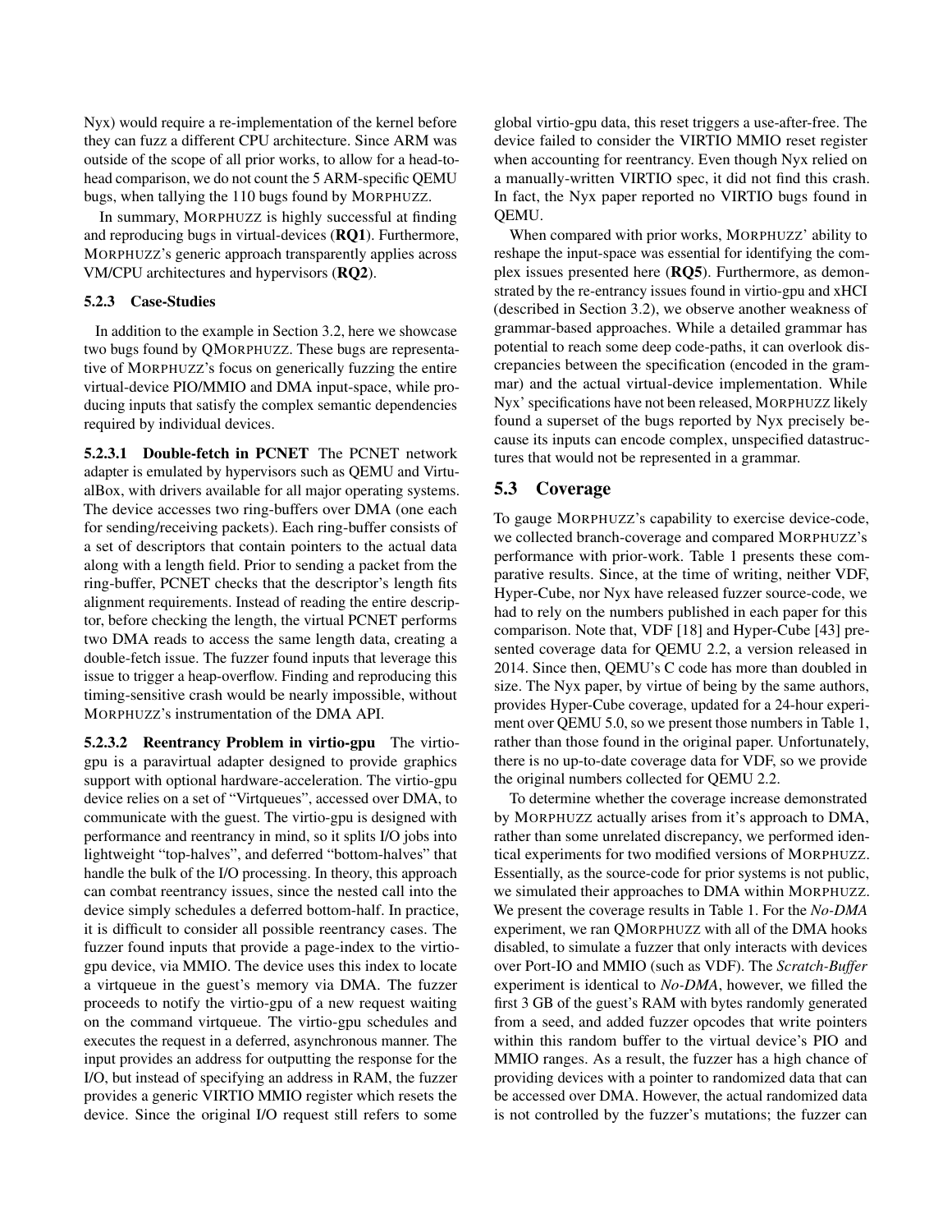Nyx) would require a re-implementation of the kernel before they can fuzz a different CPU architecture. Since ARM was outside of the scope of all prior works, to allow for a head-to-head comparison, we do not count the 5 ARM-specific QEMU bugs, when tallying the 110 bugs found by MORPHUZZ.

In summary, MORPHUZZ is highly successful at finding and reproducing bugs in virtual-devices (**RQ1**). Furthermore, MORPHUZZ's generic approach transparently applies across VM/CPU architectures and hypervisors (**RQ2**).

### 5.2.3 Case-Studies

In addition to the example in Section 3.2, here we showcase two bugs found by QMORPHUZZ. These bugs are representative of MORPHUZZ's focus on generically fuzzing the entire virtual-device PIO/MMIO and DMA input-space, while producing inputs that satisfy the complex semantic dependencies required by individual devices.

**5.2.3.1 Double-fetch in PCNET** The PCNET network adapter is emulated by hypervisors such as QEMU and VirtualBox, with drivers available for all major operating systems. The device accesses two ring-buffers over DMA (one each for sending/receiving packets). Each ring-buffer consists of a set of descriptors that contain pointers to the actual data along with a length field. Prior to sending a packet from the ring-buffer, PCNET checks that the descriptor's length fits alignment requirements. Instead of reading the entire descriptor, before checking the length, the virtual PCNET performs two DMA reads to access the same length data, creating a double-fetch issue. The fuzzer found inputs that leverage this issue to trigger a heap-overflow. Finding and reproducing this timing-sensitive crash would be nearly impossible, without MORPHUZZ's instrumentation of the DMA API.

**5.2.3.2 Reentrancy Problem in virtio-gpu** The virtio-gpu is a paravirtual adapter designed to provide graphics support with optional hardware-acceleration. The virtio-gpu device relies on a set of "Virtqueues", accessed over DMA, to communicate with the guest. The virtio-gpu is designed with performance and reentrancy in mind, so it splits I/O jobs into lightweight "top-halves", and deferred "bottom-halves" that handle the bulk of the I/O processing. In theory, this approach can combat reentrancy issues, since the nested call into the device simply schedules a deferred bottom-half. In practice, it is difficult to consider all possible reentrancy cases. The fuzzer found inputs that provide a page-index to the virtio-gpu device, via MMIO. The device uses this index to locate a virtqueue in the guest's memory via DMA. The fuzzer proceeds to notify the virtio-gpu of a new request waiting on the command virtqueue. The virtio-gpu schedules and executes the request in a deferred, asynchronous manner. The input provides an address for outputting the response for the I/O, but instead of specifying an address in RAM, the fuzzer provides a generic VIRTIO MMIO register which resets the device. Since the original I/O request still refers to some global virtio-gpu data, this reset triggers a use-after-free. The device failed to consider the VIRTIO MMIO reset register when accounting for reentrancy. Even though Nyx relied on a manually-written VIRTIO spec, it did not find this crash. In fact, the Nyx paper reported no VIRTIO bugs found in QEMU.

When compared with prior works, MORPHUZZ' ability to reshape the input-space was essential for identifying the complex issues presented here (**RQ5**). Furthermore, as demonstrated by the re-entrancy issues found in virtio-gpu and xHCI (described in Section 3.2), we observe another weakness of grammar-based approaches. While a detailed grammar has potential to reach some deep code-paths, it can overlook discrepancies between the specification (encoded in the grammar) and the actual virtual-device implementation. While Nyx' specifications have not been released, MORPHUZZ likely found a superset of the bugs reported by Nyx precisely because its inputs can encode complex, unspecified datastructures that would not be represented in a grammar.

## 5.3 Coverage

To gauge MORPHUZZ's capability to exercise device-code, we collected branch-coverage and compared MORPHUZZ's performance with prior-work. Table 1 presents these comparative results. Since, at the time of writing, neither VDF, Hyper-Cube, nor Nyx have released fuzzer source-code, we had to rely on the numbers published in each paper for this comparison. Note that, VDF [18] and Hyper-Cube [43] presented coverage data for QEMU 2.2, a version released in 2014. Since then, QEMU's C code has more than doubled in size. The Nyx paper, by virtue of being by the same authors, provides Hyper-Cube coverage, updated for a 24-hour experiment over QEMU 5.0, so we present those numbers in Table 1, rather than those found in the original paper. Unfortunately, there is no up-to-date coverage data for VDF, so we provide the original numbers collected for QEMU 2.2.

To determine whether the coverage increase demonstrated by MORPHUZZ actually arises from it's approach to DMA, rather than some unrelated discrepancy, we performed identical experiments for two modified versions of MORPHUZZ. Essentially, as the source-code for prior systems is not public, we simulated their approaches to DMA within MORPHUZZ. We present the coverage results in Table 1. For the *No-DMA* experiment, we ran QMORPHUZZ with all of the DMA hooks disabled, to simulate a fuzzer that only interacts with devices over Port-IO and MMIO (such as VDF). The *Scratch-Buffer* experiment is identical to *No-DMA*, however, we filled the first 3 GB of the guest's RAM with bytes randomly generated from a seed, and added fuzzer opcodes that write pointers within this random buffer to the virtual device's PIO and MMIO ranges. As a result, the fuzzer has a high chance of providing devices with a pointer to randomized data that can be accessed over DMA. However, the actual randomized data is not controlled by the fuzzer's mutations; the fuzzer can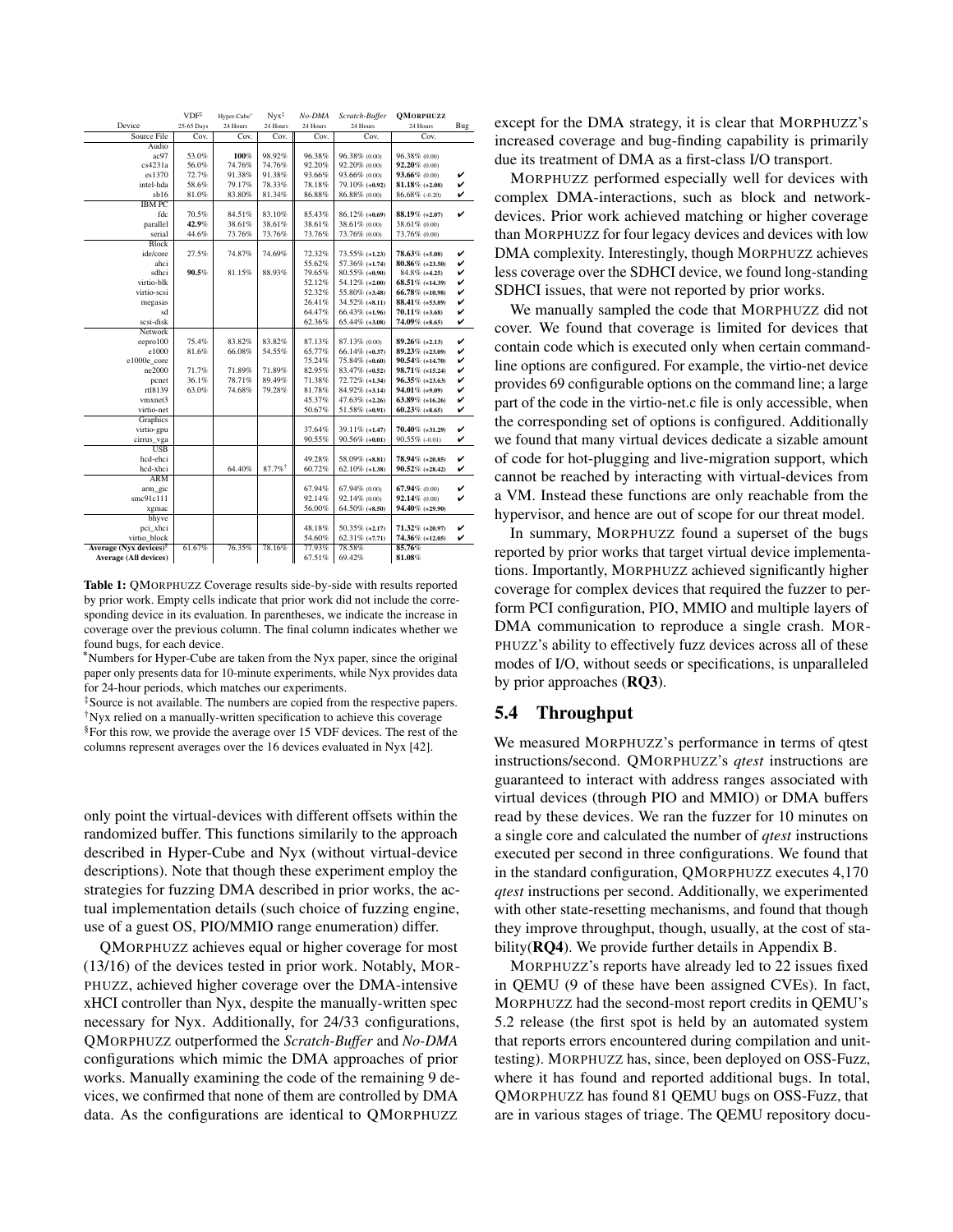| Device | VDF[‡] 25-65 Days | Hyper-Cube[*] 24 Hours | Nyx[‡] 24 Hours | *No-DMA* 24 Hours | *Scratch-Buffer* 24 Hours | **QMORPHUZZ** 24 Hours | Bug |
|---|---|---|---|---|---|---|---|
| Source File | Cov. | Cov. | Cov. | Cov. | Cov. | Cov. | |
| **Audio** | | | | | | | |
| ac97 | 53.0% | **100%** | 98.92% | 96.38% | 96.38% (0.00) | 96.38% (0.00) | |
| cs4231a | 56.0% | 74.76% | 74.76% | 92.20% | 92.20% (0.00) | **92.20%** (0.00) | |
| es1370 | 72.7% | 91.38% | 91.38% | 93.66% | 93.66% (0.00) | **93.66%** (0.00) | ✔ |
| intel-hda | 58.6% | 79.17% | 78.33% | 78.18% | 79.10% (+0.92) | **81.18%** (+2.08) | ✔ |
| sb16 | 81.0% | 83.80% | 81.34% | 86.88% | 86.88% (0.00) | 86.68% (-0.20) | ✔ |
| **IBM PC** | | | | | | | |
| fdc | 70.5% | 84.51% | 83.10% | 85.43% | 86.12% (+0.69) | **88.19%** (+2.07) | ✔ |
| parallel | **42.9%** | 38.61% | 38.61% | 38.61% | 38.61% (0.00) | 38.61% (0.00) | |
| serial | 44.6% | 73.76% | 73.76% | 73.76% | 73.76% (0.00) | 73.76% (0.00) | |
| **Block** | | | | | | | |
| ide/core | 27.5% | 74.87% | 74.69% | 72.32% | 73.55% (+1.23) | **78.63%** (+5.08) | ✔ |
| ahci | | | | 55.62% | 57.36% (+1.74) | **80.86%** (+23.50) | ✔ |
| sdhci | **90.5%** | 81.15% | 88.93% | 79.65% | 80.55% (+0.90) | 84.8% (+4.25) | ✔ |
| virtio-blk | | | | 52.12% | 54.12% (+2.00) | **68.51%** (+14.39) | ✔ |
| virtio-scsi | | | | 52.32% | 55.80% (+3.48) | **66.78%** (+10.98) | ✔ |
| megasas | | | | 26.41% | 34.52% (+8.11) | **88.41%** (+53.89) | ✔ |
| sd | | | | 64.47% | 66.43% (+1.96) | **70.11%** (+3.68) | ✔ |
| scsi-disk | | | | 62.36% | 65.44% (+3.08) | **74.09%** (+8.65) | ✔ |
| **Network** | | | | | | | |
| eepro100 | 75.4% | 83.82% | 83.82% | 87.13% | 87.13% (0.00) | **89.26%** (+2.13) | ✔ |
| e1000 | 81.6% | 66.08% | 54.55% | 65.77% | 66.14% (+0.37) | **89.23%** (+23.09) | ✔ |
| e1000e_core | | | | 75.24% | 75.84% (+0.60) | **90.54%** (+14.70) | ✔ |
| ne2000 | 71.7% | 71.89% | 71.89% | 82.95% | 83.47% (+0.52) | **98.71%** (+15.24) | ✔ |
| pcnet | 36.1% | 78.71% | 89.49% | 71.38% | 72.72% (+1.34) | **96.35%** (+23.63) | ✔ |
| rtl8139 | 63.0% | 74.68% | 79.28% | 81.78% | 84.92% (+3.14) | **94.01%** (+9.09) | ✔ |
| vmxnet3 | | | | 45.37% | 47.63% (+2.26) | **63.89%** (+16.26) | ✔ |
| virtio-net | | | | 50.67% | 51.58% (+0.91) | **60.23%** (+8.65) | ✔ |
| **Graphics** | | | | | | | |
| virtio-gpu | | | | 37.64% | 39.11% (+1.47) | **70.40%** (+31.29) | ✔ |
| cirrus_vga | | | | 90.55% | 90.56% (+0.01) | 90.55% (-0.01) | ✔ |
| **USB** | | | | | | | |
| hcd-ehci | | | | 49.28% | 58.09% (+8.81) | **78.94%** (+20.85) | ✔ |
| hcd-xhci | | 64.40% | 87.7%[†] | 60.72% | 62.10% (+1.38) | **90.52%** (+28.42) | ✔ |
| **ARM** | | | | | | | |
| arm_gic | | | | 67.94% | 67.94% (0.00) | **67.94%** (0.00) | ✔ |
| smc91c111 | | | | 92.14% | 92.14% (0.00) | **92.14%** (0.00) | ✔ |
| xgmac | | | | 56.00% | 64.50% (+8.50) | **94.40%** (+29.90) | |
| **bhyve** | | | | | | | |
| pci_xhci | | | | 48.18% | 50.35% (+2.17) | **71.32%** (+20.97) | ✔ |
| virtio_block | | | | 54.60% | 62.31% (+7.71) | **74.36%** (+12.05) | ✔ |
| **Average (Nyx devices)[§]** | 61.67% | 76.35% | 78.16% | 77.93% | 78.58% | **85.76%** | |
| **Average (All devices)** | | | | 67.51% | 69.42% | **81.08%** | |

**Table 1:** QMORPHUZZ Coverage results side-by-side with results reported by prior work. Empty cells indicate that prior work did not include the corresponding device in its evaluation. In parentheses, we indicate the increase in coverage over the previous column. The final column indicates whether we found bugs, for each device.

[*]Numbers for Hyper-Cube are taken from the Nyx paper, since the original paper only presents data for 10-minute experiments, while Nyx provides data for 24-hour periods, which matches our experiments.

[‡]Source is not available. The numbers are copied from the respective papers.

[†]Nyx relied on a manually-written specification to achieve this coverage

[§]For this row, we provide the average over 15 VDF devices. The rest of the columns represent averages over the 16 devices evaluated in Nyx [42].

only point the virtual-devices with different offsets within the randomized buffer. This functions similarly to the approach described in Hyper-Cube and Nyx (without virtual-device descriptions). Note that though these experiment employ the strategies for fuzzing DMA described in prior works, the actual implementation details (such choice of fuzzing engine, use of a guest OS, PIO/MMIO range enumeration) differ.

QMORPHUZZ achieves equal or higher coverage for most (13/16) of the devices tested in prior work. Notably, MORPHUZZ, achieved higher coverage over the DMA-intensive xHCI controller than Nyx, despite the manually-written spec necessary for Nyx. Additionally, for 24/33 configurations, QMORPHUZZ outperformed the *Scratch-Buffer* and *No-DMA* configurations which mimic the DMA approaches of prior works. Manually examining the code of the remaining 9 devices, we confirmed that none of them are controlled by DMA data. As the configurations are identical to QMORPHUZZ except for the DMA strategy, it is clear that MORPHUZZ's increased coverage and bug-finding capability is primarily due its treatment of DMA as a first-class I/O transport.

MORPHUZZ performed especially well for devices with complex DMA-interactions, such as block and network-devices. Prior work achieved matching or higher coverage than MORPHUZZ for four legacy devices and devices with low DMA complexity. Interestingly, though MORPHUZZ achieves less coverage over the SDHCI device, we found long-standing SDHCI issues, that were not reported by prior works.

We manually sampled the code that MORPHUZZ did not cover. We found that coverage is limited for devices that contain code which is executed only when certain command-line options are configured. For example, the virtio-net device provides 69 configurable options on the command line; a large part of the code in the virtio-net.c file is only accessible, when the corresponding set of options is configured. Additionally we found that many virtual devices dedicate a sizable amount of code for hot-plugging and live-migration support, which cannot be reached by interacting with virtual-devices from a VM. Instead these functions are only reachable from the hypervisor, and hence are out of scope for our threat model.

In summary, MORPHUZZ found a superset of the bugs reported by prior works that target virtual device implementations. Importantly, MORPHUZZ achieved significantly higher coverage for complex devices that required the fuzzer to perform PCI configuration, PIO, MMIO and multiple layers of DMA communication to reproduce a single crash. MORPHUZZ's ability to effectively fuzz devices across all of these modes of I/O, without seeds or specifications, is unparalleled by prior approaches (**RQ3**).

## 5.4 Throughput

We measured MORPHUZZ's performance in terms of qtest instructions/second. QMORPHUZZ's *qtest* instructions are guaranteed to interact with address ranges associated with virtual devices (through PIO and MMIO) or DMA buffers read by these devices. We ran the fuzzer for 10 minutes on a single core and calculated the number of *qtest* instructions executed per second in three configurations. We found that in the standard configuration, QMORPHUZZ executes 4,170 *qtest* instructions per second. Additionally, we experimented with other state-resetting mechanisms, and found that though they improve throughput, though, usually, at the cost of stability(**RQ4**). We provide further details in Appendix B.

MORPHUZZ's reports have already led to 22 issues fixed in QEMU (9 of these have been assigned CVEs). In fact, MORPHUZZ had the second-most report credits in QEMU's 5.2 release (the first spot is held by an automated system that reports errors encountered during compilation and unit-testing). MORPHUZZ has, since, been deployed on OSS-Fuzz, where it has found and reported additional bugs. In total, QMORPHUZZ has found 81 QEMU bugs on OSS-Fuzz, that are in various stages of triage. The QEMU repository docu-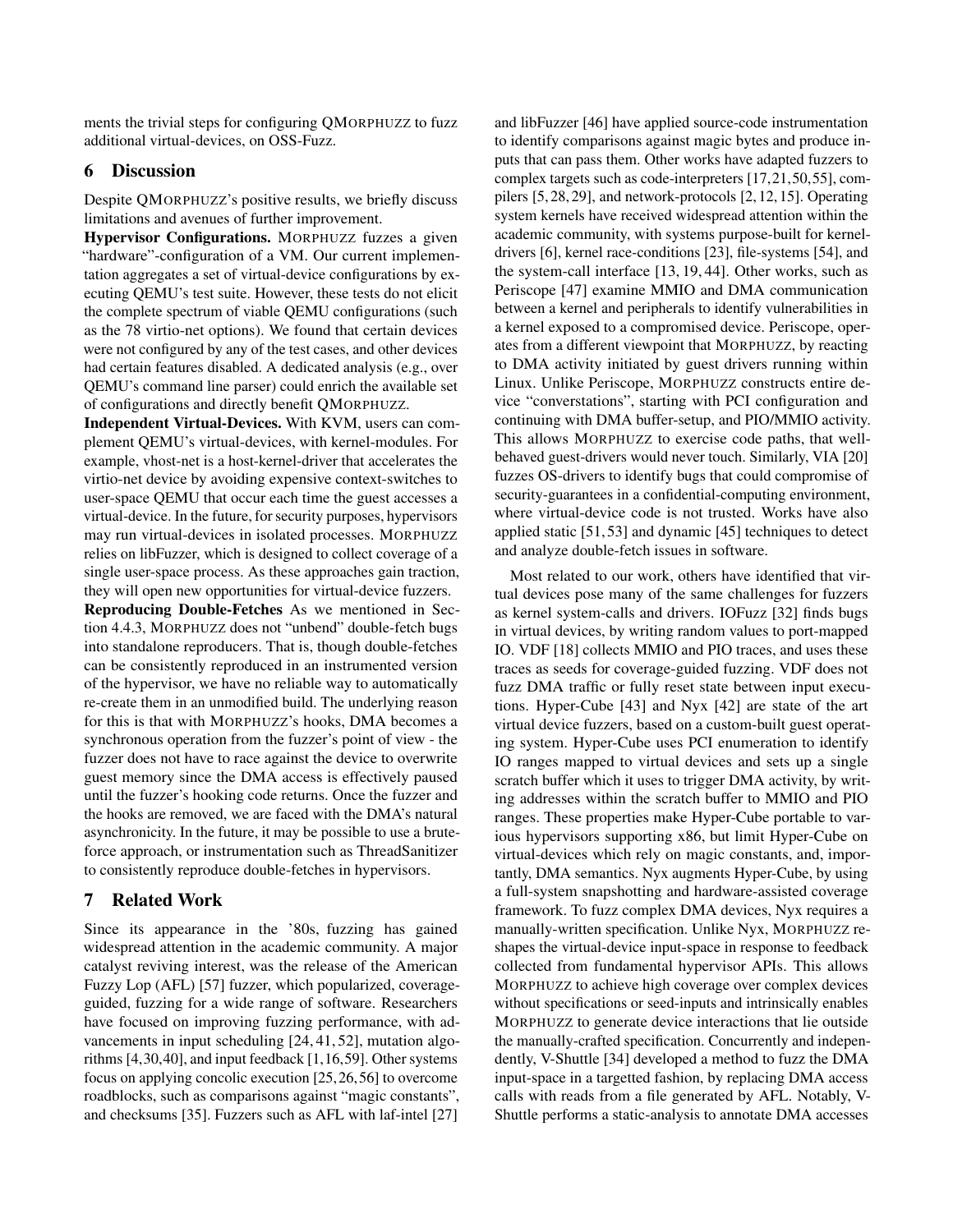ments the trivial steps for configuring QMORPHUZZ to fuzz additional virtual-devices, on OSS-Fuzz.

## 6 Discussion

Despite QMORPHUZZ's positive results, we briefly discuss limitations and avenues of further improvement.

**Hypervisor Configurations.** MORPHUZZ fuzzes a given "hardware"-configuration of a VM. Our current implementation aggregates a set of virtual-device configurations by executing QEMU's test suite. However, these tests do not elicit the complete spectrum of viable QEMU configurations (such as the 78 virtio-net options). We found that certain devices were not configured by any of the test cases, and other devices had certain features disabled. A dedicated analysis (e.g., over QEMU's command line parser) could enrich the available set of configurations and directly benefit QMORPHUZZ.

**Independent Virtual-Devices.** With KVM, users can complement QEMU's virtual-devices, with kernel-modules. For example, vhost-net is a host-kernel-driver that accelerates the virtio-net device by avoiding expensive context-switches to user-space QEMU that occur each time the guest accesses a virtual-device. In the future, for security purposes, hypervisors may run virtual-devices in isolated processes. MORPHUZZ relies on libFuzzer, which is designed to collect coverage of a single user-space process. As these approaches gain traction, they will open new opportunities for virtual-device fuzzers.

**Reproducing Double-Fetches** As we mentioned in Section 4.4.3, MORPHUZZ does not "unbend" double-fetch bugs into standalone reproducers. That is, though double-fetches can be consistently reproduced in an instrumented version of the hypervisor, we have no reliable way to automatically re-create them in an unmodified build. The underlying reason for this is that with MORPHUZZ's hooks, DMA becomes a synchronous operation from the fuzzer's point of view - the fuzzer does not have to race against the device to overwrite guest memory since the DMA access is effectively paused until the fuzzer's hooking code returns. Once the fuzzer and the hooks are removed, we are faced with the DMA's natural asynchronicity. In the future, it may be possible to use a brute-force approach, or instrumentation such as ThreadSanitizer to consistently reproduce double-fetches in hypervisors.

## 7 Related Work

Since its appearance in the '80s, fuzzing has gained widespread attention in the academic community. A major catalyst reviving interest, was the release of the American Fuzzy Lop (AFL) [57] fuzzer, which popularized, coverage-guided, fuzzing for a wide range of software. Researchers have focused on improving fuzzing performance, with advancements in input scheduling [24, 41, 52], mutation algorithms [4,30,40], and input feedback [1,16,59]. Other systems focus on applying concolic execution [25,26,56] to overcome roadblocks, such as comparisons against "magic constants", and checksums [35]. Fuzzers such as AFL with laf-intel [27] and libFuzzer [46] have applied source-code instrumentation to identify comparisons against magic bytes and produce inputs that can pass them. Other works have adapted fuzzers to complex targets such as code-interpreters [17,21,50,55], compilers [5,28,29], and network-protocols [2,12,15]. Operating system kernels have received widespread attention within the academic community, with systems purpose-built for kernel-drivers [6], kernel race-conditions [23], file-systems [54], and the system-call interface [13, 19, 44]. Other works, such as Periscope [47] examine MMIO and DMA communication between a kernel and peripherals to identify vulnerabilities in a kernel exposed to a compromised device. Periscope, operates from a different viewpoint that MORPHUZZ, by reacting to DMA activity initiated by guest drivers running within Linux. Unlike Periscope, MORPHUZZ constructs entire device "converstations", starting with PCI configuration and continuing with DMA buffer-setup, and PIO/MMIO activity. This allows MORPHUZZ to exercise code paths, that well-behaved guest-drivers would never touch. Similarly, VIA [20] fuzzes OS-drivers to identify bugs that could compromise of security-guarantees in a confidential-computing environment, where virtual-device code is not trusted. Works have also applied static [51,53] and dynamic [45] techniques to detect and analyze double-fetch issues in software.

Most related to our work, others have identified that virtual devices pose many of the same challenges for fuzzers as kernel system-calls and drivers. IOFuzz [32] finds bugs in virtual devices, by writing random values to port-mapped IO. VDF [18] collects MMIO and PIO traces, and uses these traces as seeds for coverage-guided fuzzing. VDF does not fuzz DMA traffic or fully reset state between input executions. Hyper-Cube [43] and Nyx [42] are state of the art virtual device fuzzers, based on a custom-built guest operating system. Hyper-Cube uses PCI enumeration to identify IO ranges mapped to virtual devices and sets up a single scratch buffer which it uses to trigger DMA activity, by writing addresses within the scratch buffer to MMIO and PIO ranges. These properties make Hyper-Cube portable to various hypervisors supporting x86, but limit Hyper-Cube on virtual-devices which rely on magic constants, and, importantly, DMA semantics. Nyx augments Hyper-Cube, by using a full-system snapshotting and hardware-assisted coverage framework. To fuzz complex DMA devices, Nyx requires a manually-written specification. Unlike Nyx, MORPHUZZ reshapes the virtual-device input-space in response to feedback collected from fundamental hypervisor APIs. This allows MORPHUZZ to achieve high coverage over complex devices without specifications or seed-inputs and intrinsically enables MORPHUZZ to generate device interactions that lie outside the manually-crafted specification. Concurrently and independently, V-Shuttle [34] developed a method to fuzz the DMA input-space in a targetted fashion, by replacing DMA access calls with reads from a file generated by AFL. Notably, V-Shuttle performs a static-analysis to annotate DMA accesses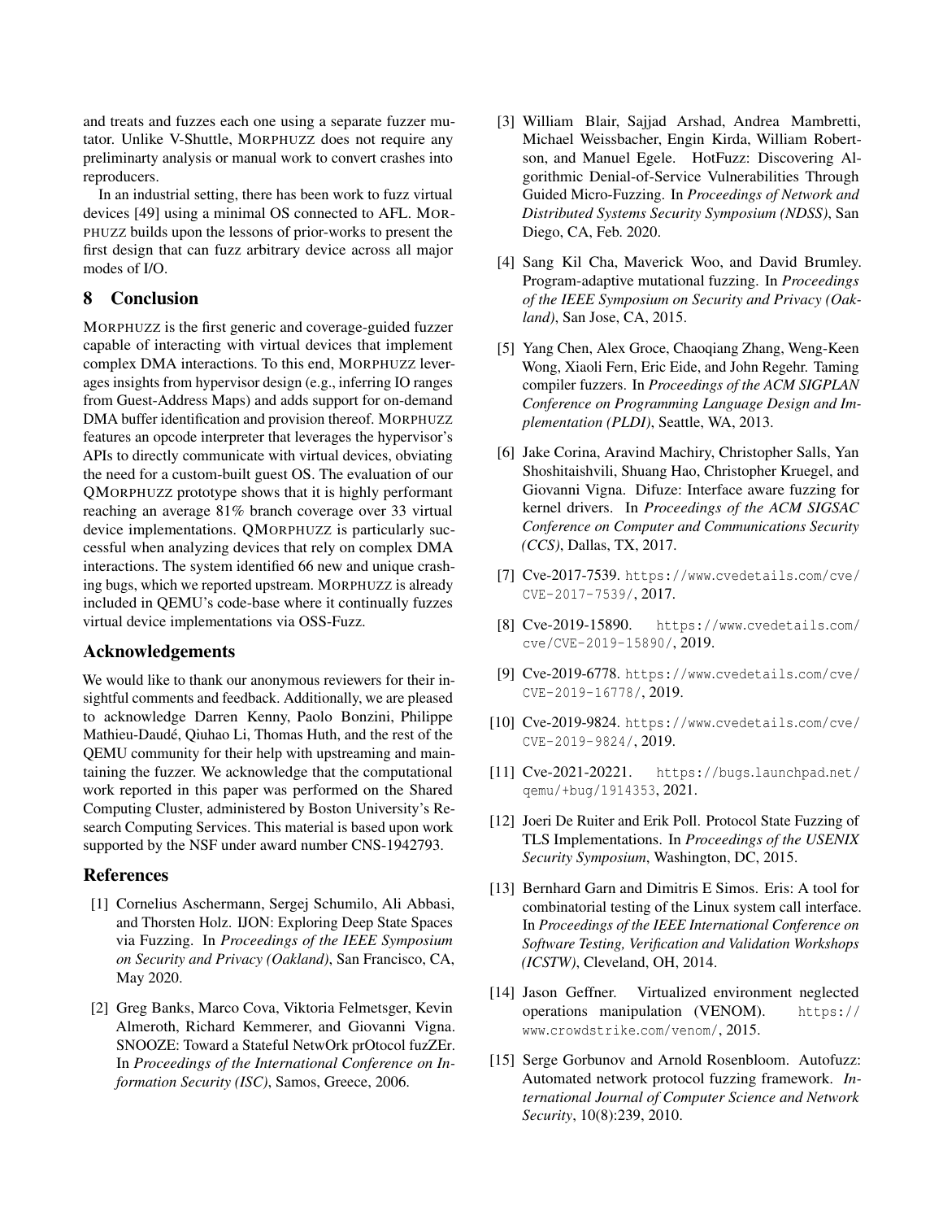and treats and fuzzes each one using a separate fuzzer mutator. Unlike V-Shuttle, MORPHUZZ does not require any preliminarty analysis or manual work to convert crashes into reproducers.

In an industrial setting, there has been work to fuzz virtual devices [49] using a minimal OS connected to AFL. MORPHUZZ builds upon the lessons of prior-works to present the first design that can fuzz arbitrary device across all major modes of I/O.

## 8 Conclusion

MORPHUZZ is the first generic and coverage-guided fuzzer capable of interacting with virtual devices that implement complex DMA interactions. To this end, MORPHUZZ leverages insights from hypervisor design (e.g., inferring IO ranges from Guest-Address Maps) and adds support for on-demand DMA buffer identification and provision thereof. MORPHUZZ features an opcode interpreter that leverages the hypervisor's APIs to directly communicate with virtual devices, obviating the need for a custom-built guest OS. The evaluation of our QMORPHUZZ prototype shows that it is highly performant reaching an average 81% branch coverage over 33 virtual device implementations. QMORPHUZZ is particularly successful when analyzing devices that rely on complex DMA interactions. The system identified 66 new and unique crashing bugs, which we reported upstream. MORPHUZZ is already included in QEMU's code-base where it continually fuzzes virtual device implementations via OSS-Fuzz.

## Acknowledgements

We would like to thank our anonymous reviewers for their insightful comments and feedback. Additionally, we are pleased to acknowledge Darren Kenny, Paolo Bonzini, Philippe Mathieu-Daudé, Qiuhao Li, Thomas Huth, and the rest of the QEMU community for their help with upstreaming and maintaining the fuzzer. We acknowledge that the computational work reported in this paper was performed on the Shared Computing Cluster, administered by Boston University's Research Computing Services. This material is based upon work supported by the NSF under award number CNS-1942793.

## References

[1] Cornelius Aschermann, Sergej Schumilo, Ali Abbasi, and Thorsten Holz. IJON: Exploring Deep State Spaces via Fuzzing. In *Proceedings of the IEEE Symposium on Security and Privacy (Oakland)*, San Francisco, CA, May 2020.

[2] Greg Banks, Marco Cova, Viktoria Felmetsger, Kevin Almeroth, Richard Kemmerer, and Giovanni Vigna. SNOOZE: Toward a Stateful NetwOrk prOtocol fuzZEr. In *Proceedings of the International Conference on Information Security (ISC)*, Samos, Greece, 2006.

[3] William Blair, Sajjad Arshad, Andrea Mambretti, Michael Weissbacher, Engin Kirda, William Robertson, and Manuel Egele. HotFuzz: Discovering Algorithmic Denial-of-Service Vulnerabilities Through Guided Micro-Fuzzing. In *Proceedings of Network and Distributed Systems Security Symposium (NDSS)*, San Diego, CA, Feb. 2020.

[4] Sang Kil Cha, Maverick Woo, and David Brumley. Program-adaptive mutational fuzzing. In *Proceedings of the IEEE Symposium on Security and Privacy (Oakland)*, San Jose, CA, 2015.

[5] Yang Chen, Alex Groce, Chaoqiang Zhang, Weng-Keen Wong, Xiaoli Fern, Eric Eide, and John Regehr. Taming compiler fuzzers. In *Proceedings of the ACM SIGPLAN Conference on Programming Language Design and Implementation (PLDI)*, Seattle, WA, 2013.

[6] Jake Corina, Aravind Machiry, Christopher Salls, Yan Shoshitaishvili, Shuang Hao, Christopher Kruegel, and Giovanni Vigna. Difuze: Interface aware fuzzing for kernel drivers. In *Proceedings of the ACM SIGSAC Conference on Computer and Communications Security (CCS)*, Dallas, TX, 2017.

[7] Cve-2017-7539. https://www.cvedetails.com/cve/CVE-2017-7539/, 2017.

[8] Cve-2019-15890. https://www.cvedetails.com/cve/CVE-2019-15890/, 2019.

[9] Cve-2019-6778. https://www.cvedetails.com/cve/CVE-2019-16778/, 2019.

[10] Cve-2019-9824. https://www.cvedetails.com/cve/CVE-2019-9824/, 2019.

[11] Cve-2021-20221. https://bugs.launchpad.net/qemu/+bug/1914353, 2021.

[12] Joeri De Ruiter and Erik Poll. Protocol State Fuzzing of TLS Implementations. In *Proceedings of the USENIX Security Symposium*, Washington, DC, 2015.

[13] Bernhard Garn and Dimitris E Simos. Eris: A tool for combinatorial testing of the Linux system call interface. In *Proceedings of the IEEE International Conference on Software Testing, Verification and Validation Workshops (ICSTW)*, Cleveland, OH, 2014.

[14] Jason Geffner. Virtualized environment neglected operations manipulation (VENOM). https://www.crowdstrike.com/venom/, 2015.

[15] Serge Gorbunov and Arnold Rosenbloom. Autofuzz: Automated network protocol fuzzing framework. *International Journal of Computer Science and Network Security*, 10(8):239, 2010.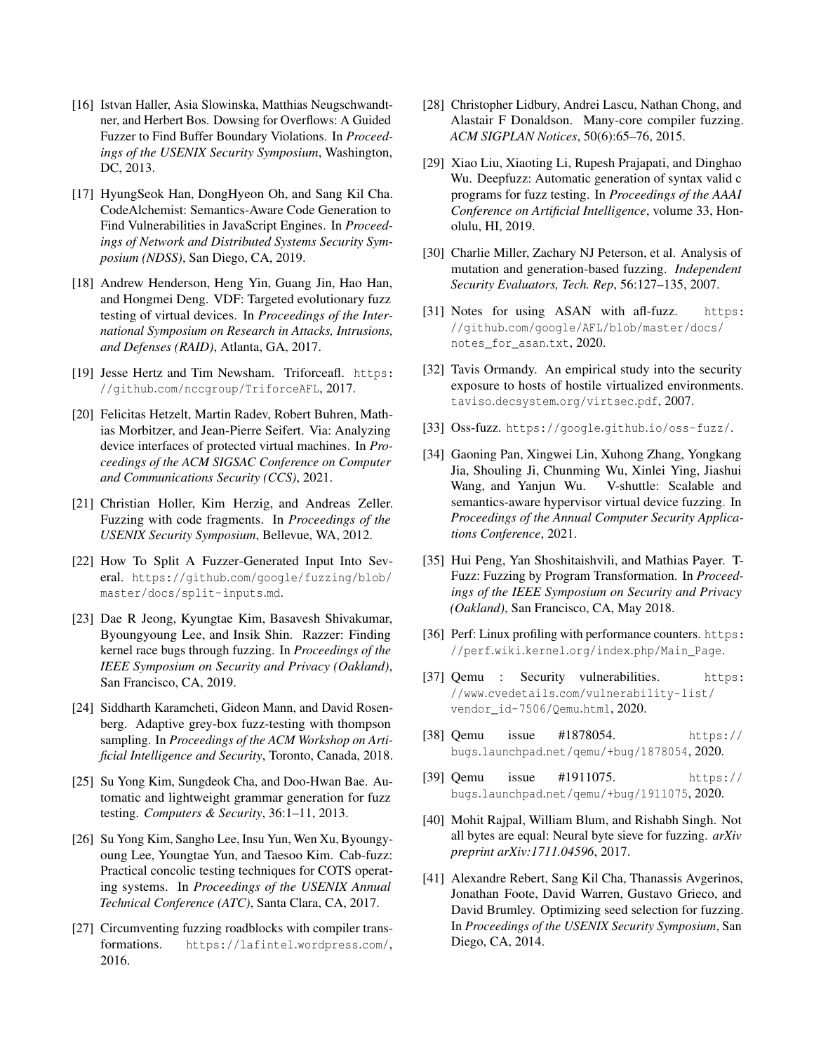[16] Istvan Haller, Asia Slowinska, Matthias Neugschwandtner, and Herbert Bos. Dowsing for Overflows: A Guided Fuzzer to Find Buffer Boundary Violations. In *Proceedings of the USENIX Security Symposium*, Washington, DC, 2013.

[17] HyungSeok Han, DongHyeon Oh, and Sang Kil Cha. CodeAlchemist: Semantics-Aware Code Generation to Find Vulnerabilities in JavaScript Engines. In *Proceedings of Network and Distributed Systems Security Symposium (NDSS)*, San Diego, CA, 2019.

[18] Andrew Henderson, Heng Yin, Guang Jin, Hao Han, and Hongmei Deng. VDF: Targeted evolutionary fuzz testing of virtual devices. In *Proceedings of the International Symposium on Research in Attacks, Intrusions, and Defenses (RAID)*, Atlanta, GA, 2017.

[19] Jesse Hertz and Tim Newsham. Triforceafl. https://github.com/nccgroup/TriforceAFL, 2017.

[20] Felicitas Hetzelt, Martin Radev, Robert Buhren, Mathias Morbitzer, and Jean-Pierre Seifert. Via: Analyzing device interfaces of protected virtual machines. In *Proceedings of the ACM SIGSAC Conference on Computer and Communications Security (CCS)*, 2021.

[21] Christian Holler, Kim Herzig, and Andreas Zeller. Fuzzing with code fragments. In *Proceedings of the USENIX Security Symposium*, Bellevue, WA, 2012.

[22] How To Split A Fuzzer-Generated Input Into Several. https://github.com/google/fuzzing/blob/master/docs/split-inputs.md.

[23] Dae R Jeong, Kyungtae Kim, Basavesh Shivakumar, Byoungyoung Lee, and Insik Shin. Razzer: Finding kernel race bugs through fuzzing. In *Proceedings of the IEEE Symposium on Security and Privacy (Oakland)*, San Francisco, CA, 2019.

[24] Siddharth Karamcheti, Gideon Mann, and David Rosenberg. Adaptive grey-box fuzz-testing with thompson sampling. In *Proceedings of the ACM Workshop on Artificial Intelligence and Security*, Toronto, Canada, 2018.

[25] Su Yong Kim, Sungdeok Cha, and Doo-Hwan Bae. Automatic and lightweight grammar generation for fuzz testing. *Computers & Security*, 36:1–11, 2013.

[26] Su Yong Kim, Sangho Lee, Insu Yun, Wen Xu, Byoungyoung Lee, Youngtae Yun, and Taesoo Kim. Cab-fuzz: Practical concolic testing techniques for COTS operating systems. In *Proceedings of the USENIX Annual Technical Conference (ATC)*, Santa Clara, CA, 2017.

[27] Circumventing fuzzing roadblocks with compiler transformations. https://lafintel.wordpress.com/, 2016.

[28] Christopher Lidbury, Andrei Lascu, Nathan Chong, and Alastair F Donaldson. Many-core compiler fuzzing. *ACM SIGPLAN Notices*, 50(6):65–76, 2015.

[29] Xiao Liu, Xiaoting Li, Rupesh Prajapati, and Dinghao Wu. Deepfuzz: Automatic generation of syntax valid c programs for fuzz testing. In *Proceedings of the AAAI Conference on Artificial Intelligence*, volume 33, Honolulu, HI, 2019.

[30] Charlie Miller, Zachary NJ Peterson, et al. Analysis of mutation and generation-based fuzzing. *Independent Security Evaluators, Tech. Rep*, 56:127–135, 2007.

[31] Notes for using ASAN with afl-fuzz. https://github.com/google/AFL/blob/master/docs/notes_for_asan.txt, 2020.

[32] Tavis Ormandy. An empirical study into the security exposure to hosts of hostile virtualized environments. taviso.decsystem.org/virtsec.pdf, 2007.

[33] Oss-fuzz. https://google.github.io/oss-fuzz/.

[34] Gaoning Pan, Xingwei Lin, Xuhong Zhang, Yongkang Jia, Shouling Ji, Chunming Wu, Xinlei Ying, Jiashui Wang, and Yanjun Wu. V-shuttle: Scalable and semantics-aware hypervisor virtual device fuzzing. In *Proceedings of the Annual Computer Security Applications Conference*, 2021.

[35] Hui Peng, Yan Shoshitaishvili, and Mathias Payer. T-Fuzz: Fuzzing by Program Transformation. In *Proceedings of the IEEE Symposium on Security and Privacy (Oakland)*, San Francisco, CA, May 2018.

[36] Perf: Linux profiling with performance counters. https://perf.wiki.kernel.org/index.php/Main_Page.

[37] Qemu : Security vulnerabilities. https://www.cvedetails.com/vulnerability-list/vendor_id-7506/Qemu.html, 2020.

[38] Qemu issue #1878054. https://bugs.launchpad.net/qemu/+bug/1878054, 2020.

[39] Qemu issue #1911075. https://bugs.launchpad.net/qemu/+bug/1911075, 2020.

[40] Mohit Rajpal, William Blum, and Rishabh Singh. Not all bytes are equal: Neural byte sieve for fuzzing. *arXiv preprint arXiv:1711.04596*, 2017.

[41] Alexandre Rebert, Sang Kil Cha, Thanassis Avgerinos, Jonathan Foote, David Warren, Gustavo Grieco, and David Brumley. Optimizing seed selection for fuzzing. In *Proceedings of the USENIX Security Symposium*, San Diego, CA, 2014.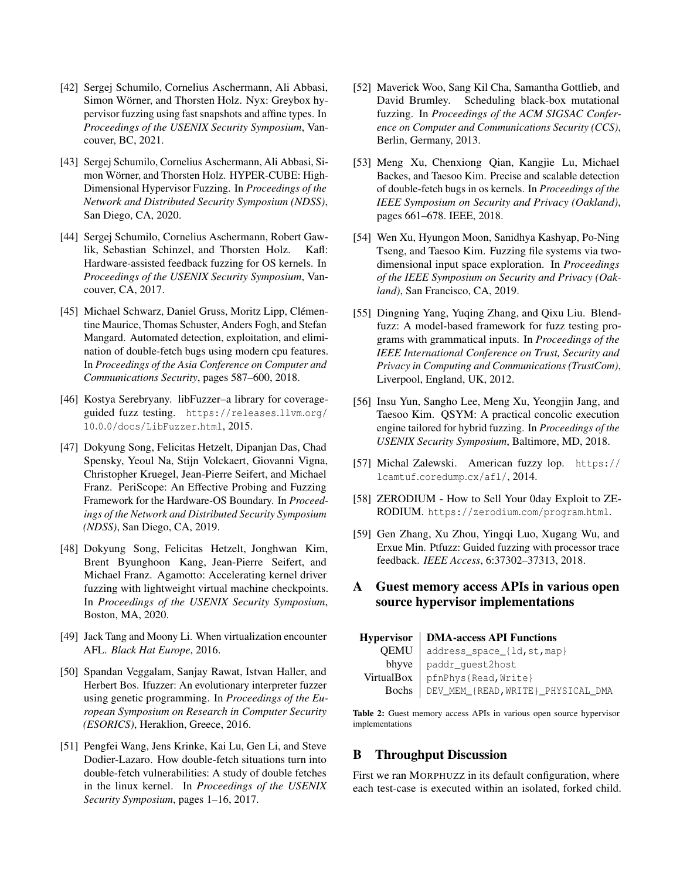[42] Sergej Schumilo, Cornelius Aschermann, Ali Abbasi, Simon Wörner, and Thorsten Holz. Nyx: Greybox hypervisor fuzzing using fast snapshots and affine types. In *Proceedings of the USENIX Security Symposium*, Vancouver, BC, 2021.

[43] Sergej Schumilo, Cornelius Aschermann, Ali Abbasi, Simon Wörner, and Thorsten Holz. HYPER-CUBE: High-Dimensional Hypervisor Fuzzing. In *Proceedings of the Network and Distributed Security Symposium (NDSS)*, San Diego, CA, 2020.

[44] Sergej Schumilo, Cornelius Aschermann, Robert Gawlik, Sebastian Schinzel, and Thorsten Holz. Kafl: Hardware-assisted feedback fuzzing for OS kernels. In *Proceedings of the USENIX Security Symposium*, Vancouver, CA, 2017.

[45] Michael Schwarz, Daniel Gruss, Moritz Lipp, Clémentine Maurice, Thomas Schuster, Anders Fogh, and Stefan Mangard. Automated detection, exploitation, and elimination of double-fetch bugs using modern cpu features. In *Proceedings of the Asia Conference on Computer and Communications Security*, pages 587–600, 2018.

[46] Kostya Serebryany. libFuzzer–a library for coverage-guided fuzz testing. `https://releases.llvm.org/10.0.0/docs/LibFuzzer.html`, 2015.

[47] Dokyung Song, Felicitas Hetzelt, Dipanjan Das, Chad Spensky, Yeoul Na, Stijn Volckaert, Giovanni Vigna, Christopher Kruegel, Jean-Pierre Seifert, and Michael Franz. PeriScope: An Effective Probing and Fuzzing Framework for the Hardware-OS Boundary. In *Proceedings of the Network and Distributed Security Symposium (NDSS)*, San Diego, CA, 2019.

[48] Dokyung Song, Felicitas Hetzelt, Jonghwan Kim, Brent Byunghoon Kang, Jean-Pierre Seifert, and Michael Franz. Agamotto: Accelerating kernel driver fuzzing with lightweight virtual machine checkpoints. In *Proceedings of the USENIX Security Symposium*, Boston, MA, 2020.

[49] Jack Tang and Moony Li. When virtualization encounter AFL. *Black Hat Europe*, 2016.

[50] Spandan Veggalam, Sanjay Rawat, Istvan Haller, and Herbert Bos. Ifuzzer: An evolutionary interpreter fuzzer using genetic programming. In *Proceedings of the European Symposium on Research in Computer Security (ESORICS)*, Heraklion, Greece, 2016.

[51] Pengfei Wang, Jens Krinke, Kai Lu, Gen Li, and Steve Dodier-Lazaro. How double-fetch situations turn into double-fetch vulnerabilities: A study of double fetches in the linux kernel. In *Proceedings of the USENIX Security Symposium*, pages 1–16, 2017.

[52] Maverick Woo, Sang Kil Cha, Samantha Gottlieb, and David Brumley. Scheduling black-box mutational fuzzing. In *Proceedings of the ACM SIGSAC Conference on Computer and Communications Security (CCS)*, Berlin, Germany, 2013.

[53] Meng Xu, Chenxiong Qian, Kangjie Lu, Michael Backes, and Taesoo Kim. Precise and scalable detection of double-fetch bugs in os kernels. In *Proceedings of the IEEE Symposium on Security and Privacy (Oakland)*, pages 661–678. IEEE, 2018.

[54] Wen Xu, Hyungon Moon, Sanidhya Kashyap, Po-Ning Tseng, and Taesoo Kim. Fuzzing file systems via two-dimensional input space exploration. In *Proceedings of the IEEE Symposium on Security and Privacy (Oakland)*, San Francisco, CA, 2019.

[55] Dingning Yang, Yuqing Zhang, and Qixu Liu. Blendfuzz: A model-based framework for fuzz testing programs with grammatical inputs. In *Proceedings of the IEEE International Conference on Trust, Security and Privacy in Computing and Communications (TrustCom)*, Liverpool, England, UK, 2012.

[56] Insu Yun, Sangho Lee, Meng Xu, Yeongjin Jang, and Taesoo Kim. QSYM: A practical concolic execution engine tailored for hybrid fuzzing. In *Proceedings of the USENIX Security Symposium*, Baltimore, MD, 2018.

[57] Michal Zalewski. American fuzzy lop. `https://lcamtuf.coredump.cx/afl/`, 2014.

[58] ZERODIUM - How to Sell Your 0day Exploit to ZERODIUM. `https://zerodium.com/program.html`.

[59] Gen Zhang, Xu Zhou, Yingqi Luo, Xugang Wu, and Erxue Min. Ptfuzz: Guided fuzzing with processor trace feedback. *IEEE Access*, 6:37302–37313, 2018.

## A Guest memory access APIs in various open source hypervisor implementations

| Hypervisor | DMA-access API Functions |
|---|---|
| QEMU | `address_space_{ld,st,map}` |
| bhyve | `paddr_guest2host` |
| VirtualBox | `pfnPhys{Read,Write}` |
| Bochs | `DEV_MEM_{READ,WRITE}_PHYSICAL_DMA` |

**Table 2:** Guest memory access APIs in various open source hypervisor implementations

## B Throughput Discussion

First we ran MORPHUZZ in its default configuration, where each test-case is executed within an isolated, forked child.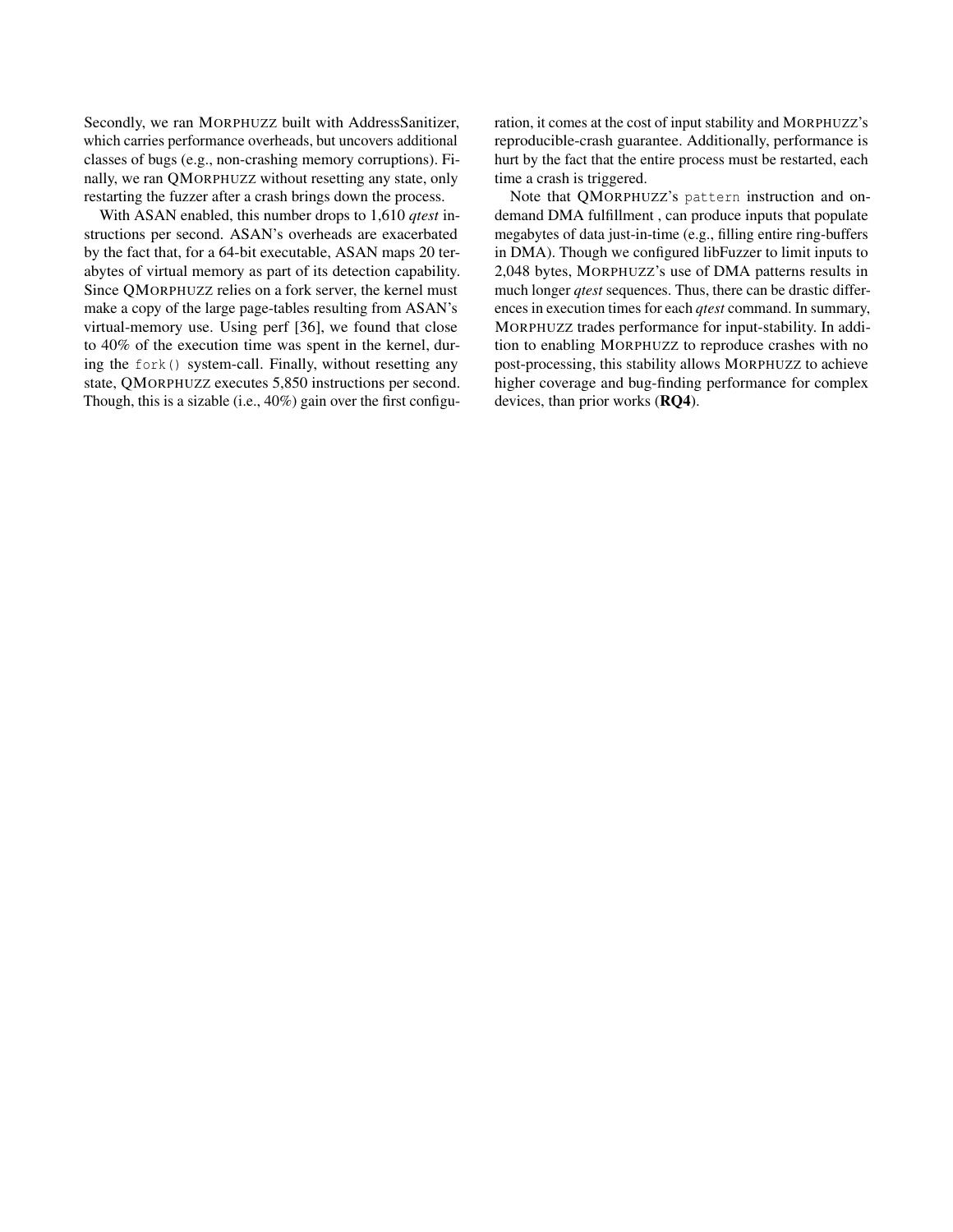Secondly, we ran MORPHUZZ built with AddressSanitizer, which carries performance overheads, but uncovers additional classes of bugs (e.g., non-crashing memory corruptions). Finally, we ran QMORPHUZZ without resetting any state, only restarting the fuzzer after a crash brings down the process.

With ASAN enabled, this number drops to 1,610 *qtest* instructions per second. ASAN's overheads are exacerbated by the fact that, for a 64-bit executable, ASAN maps 20 terabytes of virtual memory as part of its detection capability. Since QMORPHUZZ relies on a fork server, the kernel must make a copy of the large page-tables resulting from ASAN's virtual-memory use. Using perf [36], we found that close to 40% of the execution time was spent in the kernel, during the `fork()` system-call. Finally, without resetting any state, QMORPHUZZ executes 5,850 instructions per second. Though, this is a sizable (i.e., 40%) gain over the first configuration, it comes at the cost of input stability and MORPHUZZ's reproducible-crash guarantee. Additionally, performance is hurt by the fact that the entire process must be restarted, each time a crash is triggered.

Note that QMORPHUZZ's `pattern` instruction and on-demand DMA fulfillment , can produce inputs that populate megabytes of data just-in-time (e.g., filling entire ring-buffers in DMA). Though we configured libFuzzer to limit inputs to 2,048 bytes, MORPHUZZ's use of DMA patterns results in much longer *qtest* sequences. Thus, there can be drastic differences in execution times for each *qtest* command. In summary, MORPHUZZ trades performance for input-stability. In addition to enabling MORPHUZZ to reproduce crashes with no post-processing, this stability allows MORPHUZZ to achieve higher coverage and bug-finding performance for complex devices, than prior works (**RQ4**).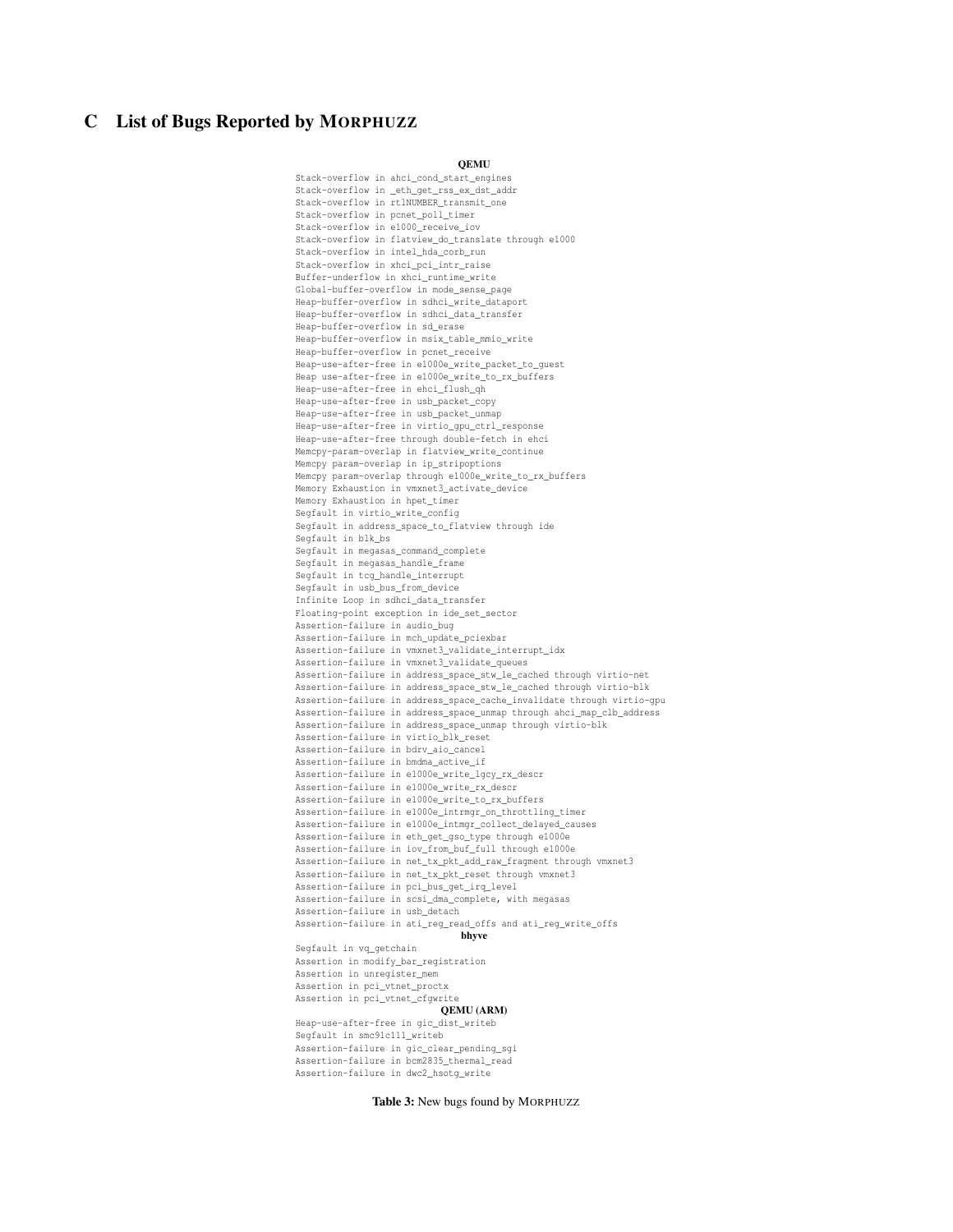# C List of Bugs Reported by MORPHUZZ

| |
|---|
| **QEMU** |
| Stack-overflow in ahci_cond_start_engines |
| Stack-overflow in _eth_get_rss_ex_dst_addr |
| Stack-overflow in rtlNUMBER_transmit_one |
| Stack-overflow in pcnet_poll_timer |
| Stack-overflow in e1000_receive_iov |
| Stack-overflow in flatview_do_translate through e1000 |
| Stack-overflow in intel_hda_corb_run |
| Stack-overflow in xhci_pci_intr_raise |
| Buffer-underflow in xhci_runtime_write |
| Global-buffer-overflow in mode_sense_page |
| Heap-buffer-overflow in sdhci_write_dataport |
| Heap-buffer-overflow in sdhci_data_transfer |
| Heap-buffer-overflow in sd_erase |
| Heap-buffer-overflow in msix_table_mmio_write |
| Heap-buffer-overflow in pcnet_receive |
| Heap-use-after-free in e1000e_write_packet_to_guest |
| Heap use-after-free in e1000e_write_to_rx_buffers |
| Heap-use-after-free in ehci_flush_qh |
| Heap-use-after-free in usb_packet_copy |
| Heap-use-after-free in usb_packet_unmap |
| Heap-use-after-free in virtio_gpu_ctrl_response |
| Heap-use-after-free through double-fetch in ehci |
| Memcpy-param-overlap in flatview_write_continue |
| Memcpy param-overlap in ip_stripoptions |
| Memcpy param-overlap through e1000e_write_to_rx_buffers |
| Memory Exhaustion in vmxnet3_activate_device |
| Memory Exhaustion in hpet_timer |
| Segfault in virtio_write_config |
| Segfault in address_space_to_flatview through ide |
| Segfault in blk_bs |
| Segfault in megasas_command_complete |
| Segfault in megasas_handle_frame |
| Segfault in tcg_handle_interrupt |
| Segfault in usb_bus_from_device |
| Infinite Loop in sdhci_data_transfer |
| Floating-point exception in ide_set_sector |
| Assertion-failure in audio_bug |
| Assertion-failure in mch_update_pciexbar |
| Assertion-failure in vmxnet3_validate_interrupt_idx |
| Assertion-failure in vmxnet3_validate_queues |
| Assertion-failure in address_space_stw_le_cached through virtio-net |
| Assertion-failure in address_space_stw_le_cached through virtio-blk |
| Assertion-failure in address_space_cache_invalidate through virtio-gpu |
| Assertion-failure in address_space_unmap through ahci_map_clb_address |
| Assertion-failure in address_space_unmap through virtio-blk |
| Assertion-failure in virtio_blk_reset |
| Assertion-failure in bdrv_aio_cancel |
| Assertion-failure in bmdma_active_if |
| Assertion-failure in e1000e_write_lgcy_rx_descr |
| Assertion-failure in e1000e_write_rx_descr |
| Assertion-failure in e1000e_write_to_rx_buffers |
| Assertion-failure in e1000e_intrmgr_on_throttling_timer |
| Assertion-failure in e1000e_intmgr_collect_delayed_causes |
| Assertion-failure in eth_get_gso_type through e1000e |
| Assertion-failure in iov_from_buf_full through e1000e |
| Assertion-failure in net_tx_pkt_add_raw_fragment through vmxnet3 |
| Assertion-failure in net_tx_pkt_reset through vmxnet3 |
| Assertion-failure in pci_bus_get_irq_level |
| Assertion-failure in scsi_dma_complete, with megasas |
| Assertion-failure in usb_detach |
| Assertion-failure in ati_reg_read_offs and ati_reg_write_offs |
| **bhyve** |
| Segfault in vq_getchain |
| Assertion in modify_bar_registration |
| Assertion in unregister_mem |
| Assertion in pci_vtnet_proctx |
| Assertion in pci_vtnet_cfgwrite |
| **QEMU (ARM)** |
| Heap-use-after-free in gic_dist_writeb |
| Segfault in smc91c111_writeb |
| Assertion-failure in gic_clear_pending_sgi |
| Assertion-failure in bcm2835_thermal_read |
| Assertion-failure in dwc2_hsotg_write |

**Table 3:** New bugs found by MORPHUZZ